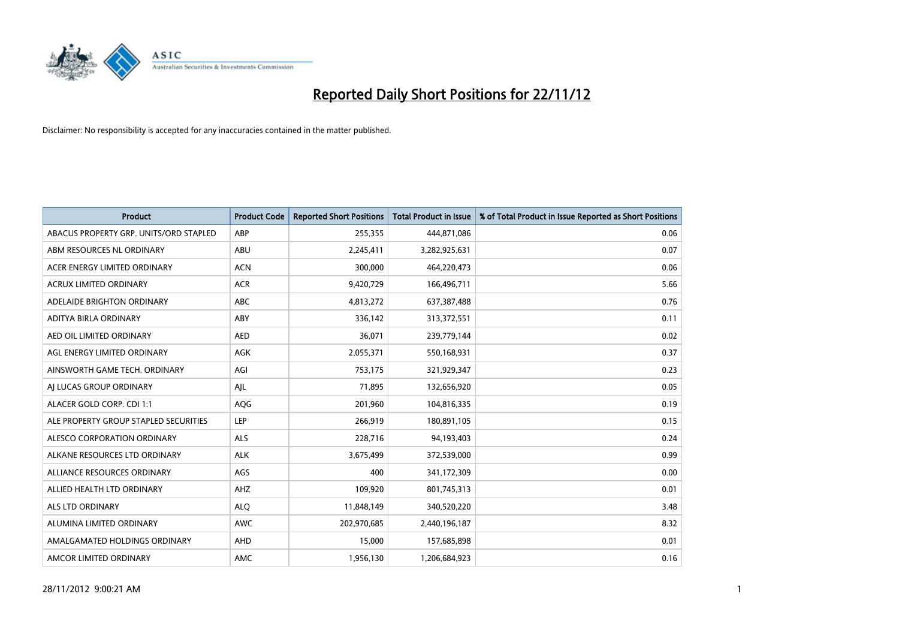# Reported Daily Short Positions for 22/11/12

Disclaimer: No responsibility is accepted for any inaccuracies contained in the matter published.

| Product | Product Code | Reported Short Positions | Total Product in Issue | % of Total Product in Issue Reported as Short Positions |
|---|---|---|---|---|
| ABACUS PROPERTY GRP. UNITS/ORD STAPLED | ABP | 255,355 | 444,871,086 | 0.06 |
| ABM RESOURCES NL ORDINARY | ABU | 2,245,411 | 3,282,925,631 | 0.07 |
| ACER ENERGY LIMITED ORDINARY | ACN | 300,000 | 464,220,473 | 0.06 |
| ACRUX LIMITED ORDINARY | ACR | 9,420,729 | 166,496,711 | 5.66 |
| ADELAIDE BRIGHTON ORDINARY | ABC | 4,813,272 | 637,387,488 | 0.76 |
| ADITYA BIRLA ORDINARY | ABY | 336,142 | 313,372,551 | 0.11 |
| AED OIL LIMITED ORDINARY | AED | 36,071 | 239,779,144 | 0.02 |
| AGL ENERGY LIMITED ORDINARY | AGK | 2,055,371 | 550,168,931 | 0.37 |
| AINSWORTH GAME TECH. ORDINARY | AGI | 753,175 | 321,929,347 | 0.23 |
| AJ LUCAS GROUP ORDINARY | AJL | 71,895 | 132,656,920 | 0.05 |
| ALACER GOLD CORP. CDI 1:1 | AQG | 201,960 | 104,816,335 | 0.19 |
| ALE PROPERTY GROUP STAPLED SECURITIES | LEP | 266,919 | 180,891,105 | 0.15 |
| ALESCO CORPORATION ORDINARY | ALS | 228,716 | 94,193,403 | 0.24 |
| ALKANE RESOURCES LTD ORDINARY | ALK | 3,675,499 | 372,539,000 | 0.99 |
| ALLIANCE RESOURCES ORDINARY | AGS | 400 | 341,172,309 | 0.00 |
| ALLIED HEALTH LTD ORDINARY | AHZ | 109,920 | 801,745,313 | 0.01 |
| ALS LTD ORDINARY | ALQ | 11,848,149 | 340,520,220 | 3.48 |
| ALUMINA LIMITED ORDINARY | AWC | 202,970,685 | 2,440,196,187 | 8.32 |
| AMALGAMATED HOLDINGS ORDINARY | AHD | 15,000 | 157,685,898 | 0.01 |
| AMCOR LIMITED ORDINARY | AMC | 1,956,130 | 1,206,684,923 | 0.16 |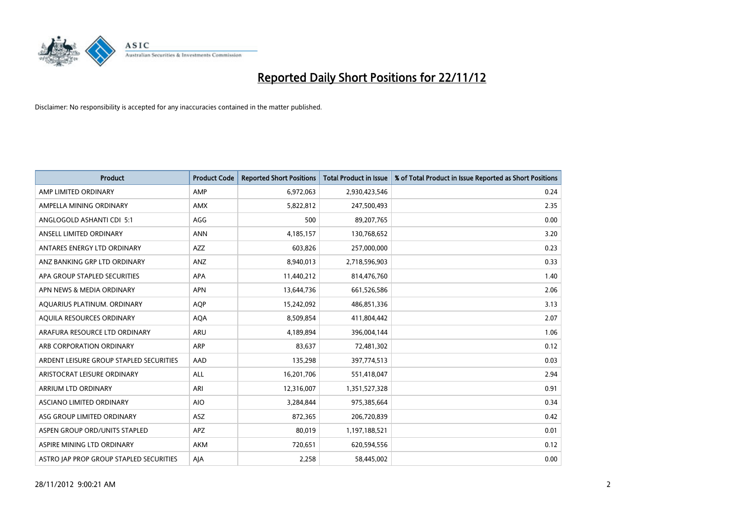# Reported Daily Short Positions for 22/11/12

Disclaimer: No responsibility is accepted for any inaccuracies contained in the matter published.

| Product | Product Code | Reported Short Positions | Total Product in Issue | % of Total Product in Issue Reported as Short Positions |
|---|---|---|---|---|
| AMP LIMITED ORDINARY | AMP | 6,972,063 | 2,930,423,546 | 0.24 |
| AMPELLA MINING ORDINARY | AMX | 5,822,812 | 247,500,493 | 2.35 |
| ANGLOGOLD ASHANTI CDI 5:1 | AGG | 500 | 89,207,765 | 0.00 |
| ANSELL LIMITED ORDINARY | ANN | 4,185,157 | 130,768,652 | 3.20 |
| ANTARES ENERGY LTD ORDINARY | AZZ | 603,826 | 257,000,000 | 0.23 |
| ANZ BANKING GRP LTD ORDINARY | ANZ | 8,940,013 | 2,718,596,903 | 0.33 |
| APA GROUP STAPLED SECURITIES | APA | 11,440,212 | 814,476,760 | 1.40 |
| APN NEWS & MEDIA ORDINARY | APN | 13,644,736 | 661,526,586 | 2.06 |
| AQUARIUS PLATINUM. ORDINARY | AQP | 15,242,092 | 486,851,336 | 3.13 |
| AQUILA RESOURCES ORDINARY | AQA | 8,509,854 | 411,804,442 | 2.07 |
| ARAFURA RESOURCE LTD ORDINARY | ARU | 4,189,894 | 396,004,144 | 1.06 |
| ARB CORPORATION ORDINARY | ARP | 83,637 | 72,481,302 | 0.12 |
| ARDENT LEISURE GROUP STAPLED SECURITIES | AAD | 135,298 | 397,774,513 | 0.03 |
| ARISTOCRAT LEISURE ORDINARY | ALL | 16,201,706 | 551,418,047 | 2.94 |
| ARRIUM LTD ORDINARY | ARI | 12,316,007 | 1,351,527,328 | 0.91 |
| ASCIANO LIMITED ORDINARY | AIO | 3,284,844 | 975,385,664 | 0.34 |
| ASG GROUP LIMITED ORDINARY | ASZ | 872,365 | 206,720,839 | 0.42 |
| ASPEN GROUP ORD/UNITS STAPLED | APZ | 80,019 | 1,197,188,521 | 0.01 |
| ASPIRE MINING LTD ORDINARY | AKM | 720,651 | 620,594,556 | 0.12 |
| ASTRO JAP PROP GROUP STAPLED SECURITIES | AJA | 2,258 | 58,445,002 | 0.00 |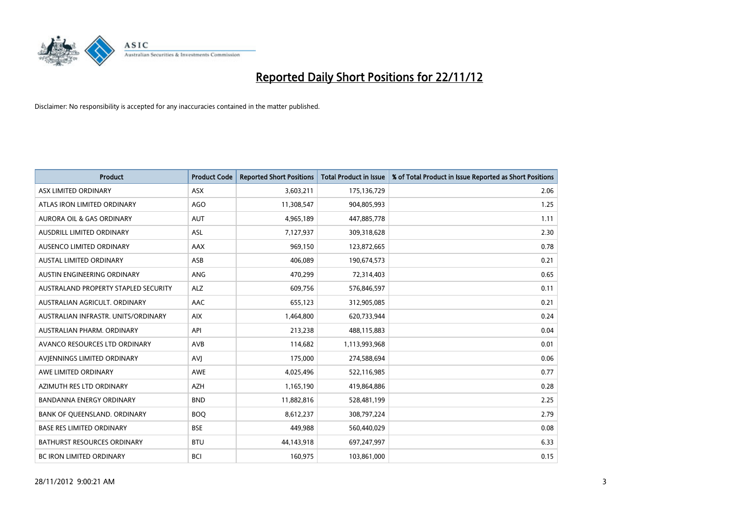# Reported Daily Short Positions for 22/11/12

Disclaimer: No responsibility is accepted for any inaccuracies contained in the matter published.

| Product | Product Code | Reported Short Positions | Total Product in Issue | % of Total Product in Issue Reported as Short Positions |
|---|---|---|---|---|
| ASX LIMITED ORDINARY | ASX | 3,603,211 | 175,136,729 | 2.06 |
| ATLAS IRON LIMITED ORDINARY | AGO | 11,308,547 | 904,805,993 | 1.25 |
| AURORA OIL & GAS ORDINARY | AUT | 4,965,189 | 447,885,778 | 1.11 |
| AUSDRILL LIMITED ORDINARY | ASL | 7,127,937 | 309,318,628 | 2.30 |
| AUSENCO LIMITED ORDINARY | AAX | 969,150 | 123,872,665 | 0.78 |
| AUSTAL LIMITED ORDINARY | ASB | 406,089 | 190,674,573 | 0.21 |
| AUSTIN ENGINEERING ORDINARY | ANG | 470,299 | 72,314,403 | 0.65 |
| AUSTRALAND PROPERTY STAPLED SECURITY | ALZ | 609,756 | 576,846,597 | 0.11 |
| AUSTRALIAN AGRICULT. ORDINARY | AAC | 655,123 | 312,905,085 | 0.21 |
| AUSTRALIAN INFRASTR. UNITS/ORDINARY | AIX | 1,464,800 | 620,733,944 | 0.24 |
| AUSTRALIAN PHARM. ORDINARY | API | 213,238 | 488,115,883 | 0.04 |
| AVANCO RESOURCES LTD ORDINARY | AVB | 114,682 | 1,113,993,968 | 0.01 |
| AVJENNINGS LIMITED ORDINARY | AVJ | 175,000 | 274,588,694 | 0.06 |
| AWE LIMITED ORDINARY | AWE | 4,025,496 | 522,116,985 | 0.77 |
| AZIMUTH RES LTD ORDINARY | AZH | 1,165,190 | 419,864,886 | 0.28 |
| BANDANNA ENERGY ORDINARY | BND | 11,882,816 | 528,481,199 | 2.25 |
| BANK OF QUEENSLAND. ORDINARY | BOQ | 8,612,237 | 308,797,224 | 2.79 |
| BASE RES LIMITED ORDINARY | BSE | 449,988 | 560,440,029 | 0.08 |
| BATHURST RESOURCES ORDINARY | BTU | 44,143,918 | 697,247,997 | 6.33 |
| BC IRON LIMITED ORDINARY | BCI | 160,975 | 103,861,000 | 0.15 |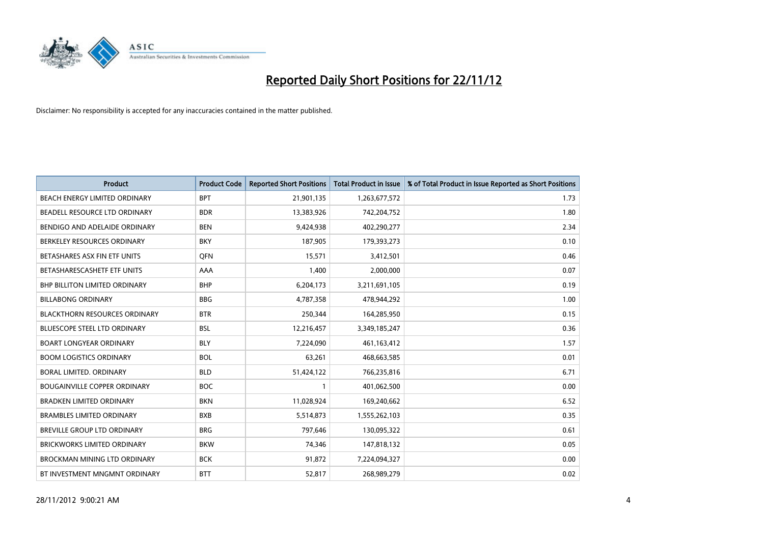# Reported Daily Short Positions for 22/11/12

Disclaimer: No responsibility is accepted for any inaccuracies contained in the matter published.

| Product | Product Code | Reported Short Positions | Total Product in Issue | % of Total Product in Issue Reported as Short Positions |
|---|---|---|---|---|
| BEACH ENERGY LIMITED ORDINARY | BPT | 21,901,135 | 1,263,677,572 | 1.73 |
| BEADELL RESOURCE LTD ORDINARY | BDR | 13,383,926 | 742,204,752 | 1.80 |
| BENDIGO AND ADELAIDE ORDINARY | BEN | 9,424,938 | 402,290,277 | 2.34 |
| BERKELEY RESOURCES ORDINARY | BKY | 187,905 | 179,393,273 | 0.10 |
| BETASHARES ASX FIN ETF UNITS | QFN | 15,571 | 3,412,501 | 0.46 |
| BETASHARESCASHETF ETF UNITS | AAA | 1,400 | 2,000,000 | 0.07 |
| BHP BILLITON LIMITED ORDINARY | BHP | 6,204,173 | 3,211,691,105 | 0.19 |
| BILLABONG ORDINARY | BBG | 4,787,358 | 478,944,292 | 1.00 |
| BLACKTHORN RESOURCES ORDINARY | BTR | 250,344 | 164,285,950 | 0.15 |
| BLUESCOPE STEEL LTD ORDINARY | BSL | 12,216,457 | 3,349,185,247 | 0.36 |
| BOART LONGYEAR ORDINARY | BLY | 7,224,090 | 461,163,412 | 1.57 |
| BOOM LOGISTICS ORDINARY | BOL | 63,261 | 468,663,585 | 0.01 |
| BORAL LIMITED. ORDINARY | BLD | 51,424,122 | 766,235,816 | 6.71 |
| BOUGAINVILLE COPPER ORDINARY | BOC | 1 | 401,062,500 | 0.00 |
| BRADKEN LIMITED ORDINARY | BKN | 11,028,924 | 169,240,662 | 6.52 |
| BRAMBLES LIMITED ORDINARY | BXB | 5,514,873 | 1,555,262,103 | 0.35 |
| BREVILLE GROUP LTD ORDINARY | BRG | 797,646 | 130,095,322 | 0.61 |
| BRICKWORKS LIMITED ORDINARY | BKW | 74,346 | 147,818,132 | 0.05 |
| BROCKMAN MINING LTD ORDINARY | BCK | 91,872 | 7,224,094,327 | 0.00 |
| BT INVESTMENT MNGMNT ORDINARY | BTT | 52,817 | 268,989,279 | 0.02 |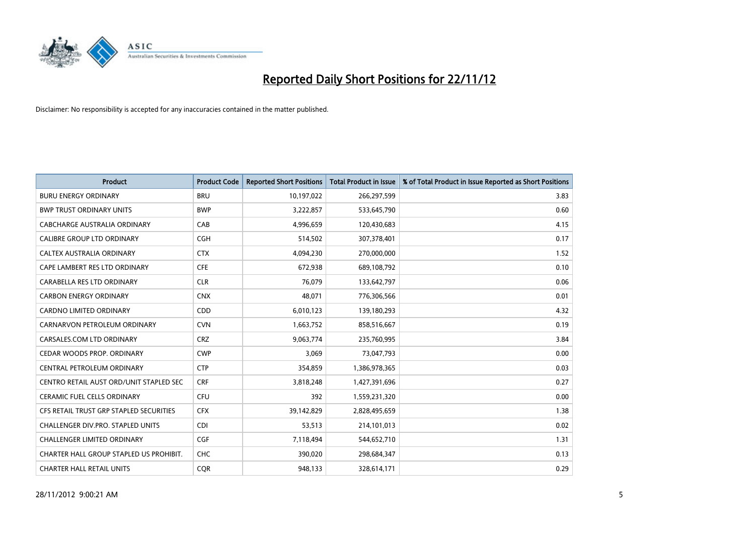# Reported Daily Short Positions for 22/11/12

Disclaimer: No responsibility is accepted for any inaccuracies contained in the matter published.

| Product | Product Code | Reported Short Positions | Total Product in Issue | % of Total Product in Issue Reported as Short Positions |
|---|---|---|---|---|
| BURU ENERGY ORDINARY | BRU | 10,197,022 | 266,297,599 | 3.83 |
| BWP TRUST ORDINARY UNITS | BWP | 3,222,857 | 533,645,790 | 0.60 |
| CABCHARGE AUSTRALIA ORDINARY | CAB | 4,996,659 | 120,430,683 | 4.15 |
| CALIBRE GROUP LTD ORDINARY | CGH | 514,502 | 307,378,401 | 0.17 |
| CALTEX AUSTRALIA ORDINARY | CTX | 4,094,230 | 270,000,000 | 1.52 |
| CAPE LAMBERT RES LTD ORDINARY | CFE | 672,938 | 689,108,792 | 0.10 |
| CARABELLA RES LTD ORDINARY | CLR | 76,079 | 133,642,797 | 0.06 |
| CARBON ENERGY ORDINARY | CNX | 48,071 | 776,306,566 | 0.01 |
| CARDNO LIMITED ORDINARY | CDD | 6,010,123 | 139,180,293 | 4.32 |
| CARNARVON PETROLEUM ORDINARY | CVN | 1,663,752 | 858,516,667 | 0.19 |
| CARSALES.COM LTD ORDINARY | CRZ | 9,063,774 | 235,760,995 | 3.84 |
| CEDAR WOODS PROP. ORDINARY | CWP | 3,069 | 73,047,793 | 0.00 |
| CENTRAL PETROLEUM ORDINARY | CTP | 354,859 | 1,386,978,365 | 0.03 |
| CENTRO RETAIL AUST ORD/UNIT STAPLED SEC | CRF | 3,818,248 | 1,427,391,696 | 0.27 |
| CERAMIC FUEL CELLS ORDINARY | CFU | 392 | 1,559,231,320 | 0.00 |
| CFS RETAIL TRUST GRP STAPLED SECURITIES | CFX | 39,142,829 | 2,828,495,659 | 1.38 |
| CHALLENGER DIV.PRO. STAPLED UNITS | CDI | 53,513 | 214,101,013 | 0.02 |
| CHALLENGER LIMITED ORDINARY | CGF | 7,118,494 | 544,652,710 | 1.31 |
| CHARTER HALL GROUP STAPLED US PROHIBIT. | CHC | 390,020 | 298,684,347 | 0.13 |
| CHARTER HALL RETAIL UNITS | CQR | 948,133 | 328,614,171 | 0.29 |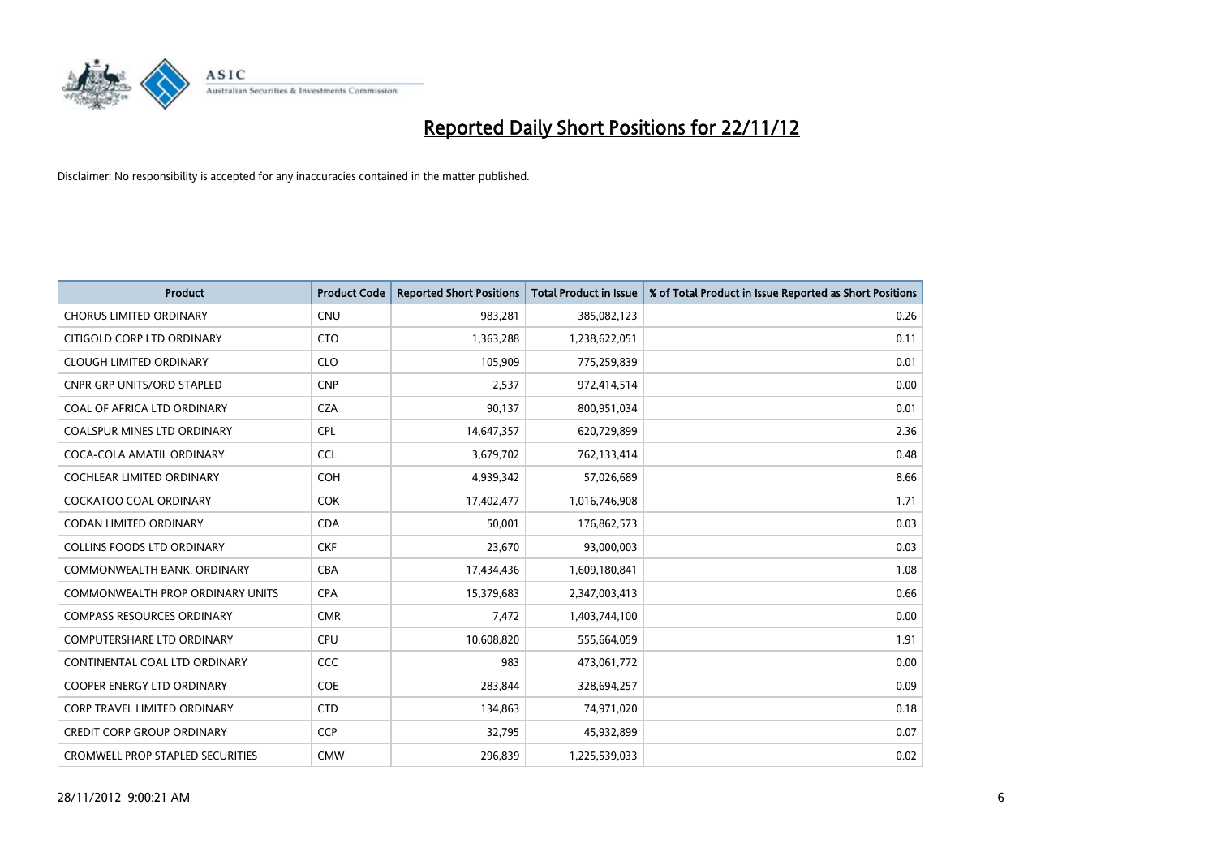# Reported Daily Short Positions for 22/11/12

Disclaimer: No responsibility is accepted for any inaccuracies contained in the matter published.

| Product | Product Code | Reported Short Positions | Total Product in Issue | % of Total Product in Issue Reported as Short Positions |
|---|---|---|---|---|
| CHORUS LIMITED ORDINARY | CNU | 983,281 | 385,082,123 | 0.26 |
| CITIGOLD CORP LTD ORDINARY | CTO | 1,363,288 | 1,238,622,051 | 0.11 |
| CLOUGH LIMITED ORDINARY | CLO | 105,909 | 775,259,839 | 0.01 |
| CNPR GRP UNITS/ORD STAPLED | CNP | 2,537 | 972,414,514 | 0.00 |
| COAL OF AFRICA LTD ORDINARY | CZA | 90,137 | 800,951,034 | 0.01 |
| COALSPUR MINES LTD ORDINARY | CPL | 14,647,357 | 620,729,899 | 2.36 |
| COCA-COLA AMATIL ORDINARY | CCL | 3,679,702 | 762,133,414 | 0.48 |
| COCHLEAR LIMITED ORDINARY | COH | 4,939,342 | 57,026,689 | 8.66 |
| COCKATOO COAL ORDINARY | COK | 17,402,477 | 1,016,746,908 | 1.71 |
| CODAN LIMITED ORDINARY | CDA | 50,001 | 176,862,573 | 0.03 |
| COLLINS FOODS LTD ORDINARY | CKF | 23,670 | 93,000,003 | 0.03 |
| COMMONWEALTH BANK. ORDINARY | CBA | 17,434,436 | 1,609,180,841 | 1.08 |
| COMMONWEALTH PROP ORDINARY UNITS | CPA | 15,379,683 | 2,347,003,413 | 0.66 |
| COMPASS RESOURCES ORDINARY | CMR | 7,472 | 1,403,744,100 | 0.00 |
| COMPUTERSHARE LTD ORDINARY | CPU | 10,608,820 | 555,664,059 | 1.91 |
| CONTINENTAL COAL LTD ORDINARY | CCC | 983 | 473,061,772 | 0.00 |
| COOPER ENERGY LTD ORDINARY | COE | 283,844 | 328,694,257 | 0.09 |
| CORP TRAVEL LIMITED ORDINARY | CTD | 134,863 | 74,971,020 | 0.18 |
| CREDIT CORP GROUP ORDINARY | CCP | 32,795 | 45,932,899 | 0.07 |
| CROMWELL PROP STAPLED SECURITIES | CMW | 296,839 | 1,225,539,033 | 0.02 |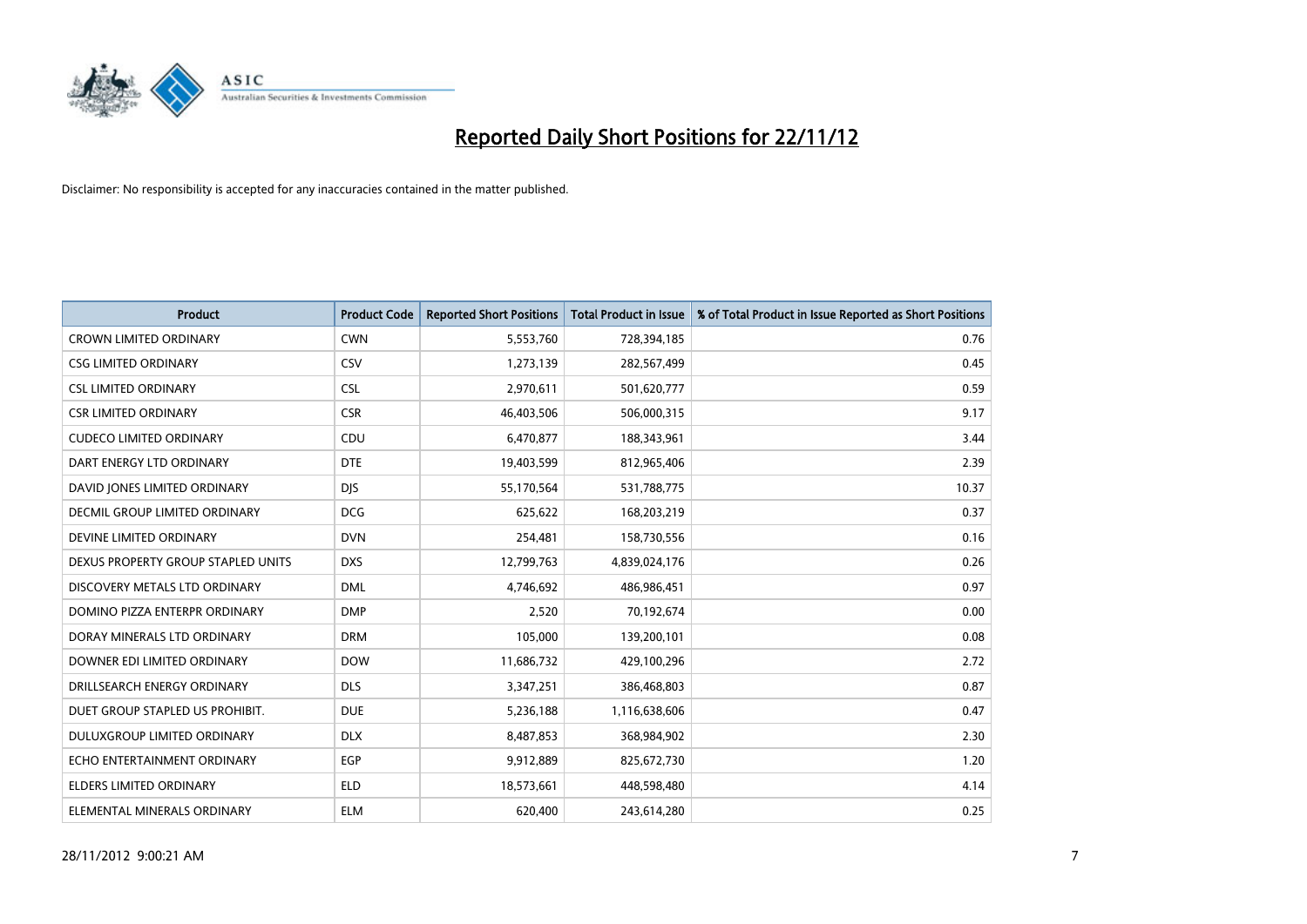# Reported Daily Short Positions for 22/11/12

Disclaimer: No responsibility is accepted for any inaccuracies contained in the matter published.

| Product | Product Code | Reported Short Positions | Total Product in Issue | % of Total Product in Issue Reported as Short Positions |
|---|---|---|---|---|
| CROWN LIMITED ORDINARY | CWN | 5,553,760 | 728,394,185 | 0.76 |
| CSG LIMITED ORDINARY | CSV | 1,273,139 | 282,567,499 | 0.45 |
| CSL LIMITED ORDINARY | CSL | 2,970,611 | 501,620,777 | 0.59 |
| CSR LIMITED ORDINARY | CSR | 46,403,506 | 506,000,315 | 9.17 |
| CUDECO LIMITED ORDINARY | CDU | 6,470,877 | 188,343,961 | 3.44 |
| DART ENERGY LTD ORDINARY | DTE | 19,403,599 | 812,965,406 | 2.39 |
| DAVID JONES LIMITED ORDINARY | DJS | 55,170,564 | 531,788,775 | 10.37 |
| DECMIL GROUP LIMITED ORDINARY | DCG | 625,622 | 168,203,219 | 0.37 |
| DEVINE LIMITED ORDINARY | DVN | 254,481 | 158,730,556 | 0.16 |
| DEXUS PROPERTY GROUP STAPLED UNITS | DXS | 12,799,763 | 4,839,024,176 | 0.26 |
| DISCOVERY METALS LTD ORDINARY | DML | 4,746,692 | 486,986,451 | 0.97 |
| DOMINO PIZZA ENTERPR ORDINARY | DMP | 2,520 | 70,192,674 | 0.00 |
| DORAY MINERALS LTD ORDINARY | DRM | 105,000 | 139,200,101 | 0.08 |
| DOWNER EDI LIMITED ORDINARY | DOW | 11,686,732 | 429,100,296 | 2.72 |
| DRILLSEARCH ENERGY ORDINARY | DLS | 3,347,251 | 386,468,803 | 0.87 |
| DUET GROUP STAPLED US PROHIBIT. | DUE | 5,236,188 | 1,116,638,606 | 0.47 |
| DULUXGROUP LIMITED ORDINARY | DLX | 8,487,853 | 368,984,902 | 2.30 |
| ECHO ENTERTAINMENT ORDINARY | EGP | 9,912,889 | 825,672,730 | 1.20 |
| ELDERS LIMITED ORDINARY | ELD | 18,573,661 | 448,598,480 | 4.14 |
| ELEMENTAL MINERALS ORDINARY | ELM | 620,400 | 243,614,280 | 0.25 |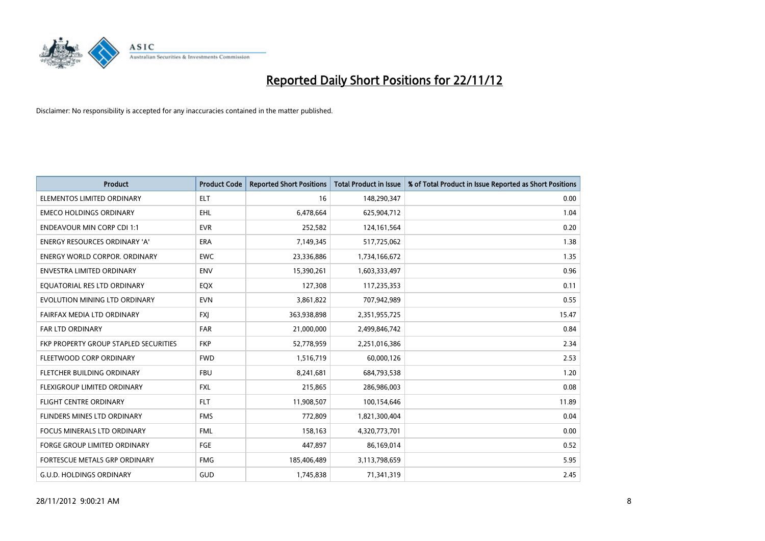# Reported Daily Short Positions for 22/11/12

Disclaimer: No responsibility is accepted for any inaccuracies contained in the matter published.

| Product | Product Code | Reported Short Positions | Total Product in Issue | % of Total Product in Issue Reported as Short Positions |
|---|---|---|---|---|
| ELEMENTOS LIMITED ORDINARY | ELT | 16 | 148,290,347 | 0.00 |
| EMECO HOLDINGS ORDINARY | EHL | 6,478,664 | 625,904,712 | 1.04 |
| ENDEAVOUR MIN CORP CDI 1:1 | EVR | 252,582 | 124,161,564 | 0.20 |
| ENERGY RESOURCES ORDINARY 'A' | ERA | 7,149,345 | 517,725,062 | 1.38 |
| ENERGY WORLD CORPOR. ORDINARY | EWC | 23,336,886 | 1,734,166,672 | 1.35 |
| ENVESTRA LIMITED ORDINARY | ENV | 15,390,261 | 1,603,333,497 | 0.96 |
| EQUATORIAL RES LTD ORDINARY | EQX | 127,308 | 117,235,353 | 0.11 |
| EVOLUTION MINING LTD ORDINARY | EVN | 3,861,822 | 707,942,989 | 0.55 |
| FAIRFAX MEDIA LTD ORDINARY | FXJ | 363,938,898 | 2,351,955,725 | 15.47 |
| FAR LTD ORDINARY | FAR | 21,000,000 | 2,499,846,742 | 0.84 |
| FKP PROPERTY GROUP STAPLED SECURITIES | FKP | 52,778,959 | 2,251,016,386 | 2.34 |
| FLEETWOOD CORP ORDINARY | FWD | 1,516,719 | 60,000,126 | 2.53 |
| FLETCHER BUILDING ORDINARY | FBU | 8,241,681 | 684,793,538 | 1.20 |
| FLEXIGROUP LIMITED ORDINARY | FXL | 215,865 | 286,986,003 | 0.08 |
| FLIGHT CENTRE ORDINARY | FLT | 11,908,507 | 100,154,646 | 11.89 |
| FLINDERS MINES LTD ORDINARY | FMS | 772,809 | 1,821,300,404 | 0.04 |
| FOCUS MINERALS LTD ORDINARY | FML | 158,163 | 4,320,773,701 | 0.00 |
| FORGE GROUP LIMITED ORDINARY | FGE | 447,897 | 86,169,014 | 0.52 |
| FORTESCUE METALS GRP ORDINARY | FMG | 185,406,489 | 3,113,798,659 | 5.95 |
| G.U.D. HOLDINGS ORDINARY | GUD | 1,745,838 | 71,341,319 | 2.45 |

28/11/2012 9:00:21 AM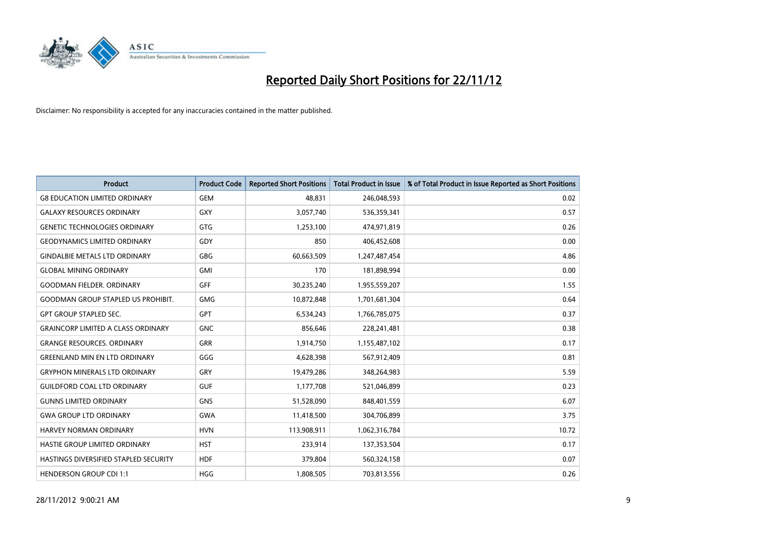# Reported Daily Short Positions for 22/11/12

Disclaimer: No responsibility is accepted for any inaccuracies contained in the matter published.

| Product | Product Code | Reported Short Positions | Total Product in Issue | % of Total Product in Issue Reported as Short Positions |
|---|---|---|---|---|
| G8 EDUCATION LIMITED ORDINARY | GEM | 48,831 | 246,048,593 | 0.02 |
| GALAXY RESOURCES ORDINARY | GXY | 3,057,740 | 536,359,341 | 0.57 |
| GENETIC TECHNOLOGIES ORDINARY | GTG | 1,253,100 | 474,971,819 | 0.26 |
| GEODYNAMICS LIMITED ORDINARY | GDY | 850 | 406,452,608 | 0.00 |
| GINDALBIE METALS LTD ORDINARY | GBG | 60,663,509 | 1,247,487,454 | 4.86 |
| GLOBAL MINING ORDINARY | GMI | 170 | 181,898,994 | 0.00 |
| GOODMAN FIELDER. ORDINARY | GFF | 30,235,240 | 1,955,559,207 | 1.55 |
| GOODMAN GROUP STAPLED US PROHIBIT. | GMG | 10,872,848 | 1,701,681,304 | 0.64 |
| GPT GROUP STAPLED SEC. | GPT | 6,534,243 | 1,766,785,075 | 0.37 |
| GRAINCORP LIMITED A CLASS ORDINARY | GNC | 856,646 | 228,241,481 | 0.38 |
| GRANGE RESOURCES. ORDINARY | GRR | 1,914,750 | 1,155,487,102 | 0.17 |
| GREENLAND MIN EN LTD ORDINARY | GGG | 4,628,398 | 567,912,409 | 0.81 |
| GRYPHON MINERALS LTD ORDINARY | GRY | 19,479,286 | 348,264,983 | 5.59 |
| GUILDFORD COAL LTD ORDINARY | GUF | 1,177,708 | 521,046,899 | 0.23 |
| GUNNS LIMITED ORDINARY | GNS | 51,528,090 | 848,401,559 | 6.07 |
| GWA GROUP LTD ORDINARY | GWA | 11,418,500 | 304,706,899 | 3.75 |
| HARVEY NORMAN ORDINARY | HVN | 113,908,911 | 1,062,316,784 | 10.72 |
| HASTIE GROUP LIMITED ORDINARY | HST | 233,914 | 137,353,504 | 0.17 |
| HASTINGS DIVERSIFIED STAPLED SECURITY | HDF | 379,804 | 560,324,158 | 0.07 |
| HENDERSON GROUP CDI 1:1 | HGG | 1,808,505 | 703,813,556 | 0.26 |

28/11/2012 9:00:21 AM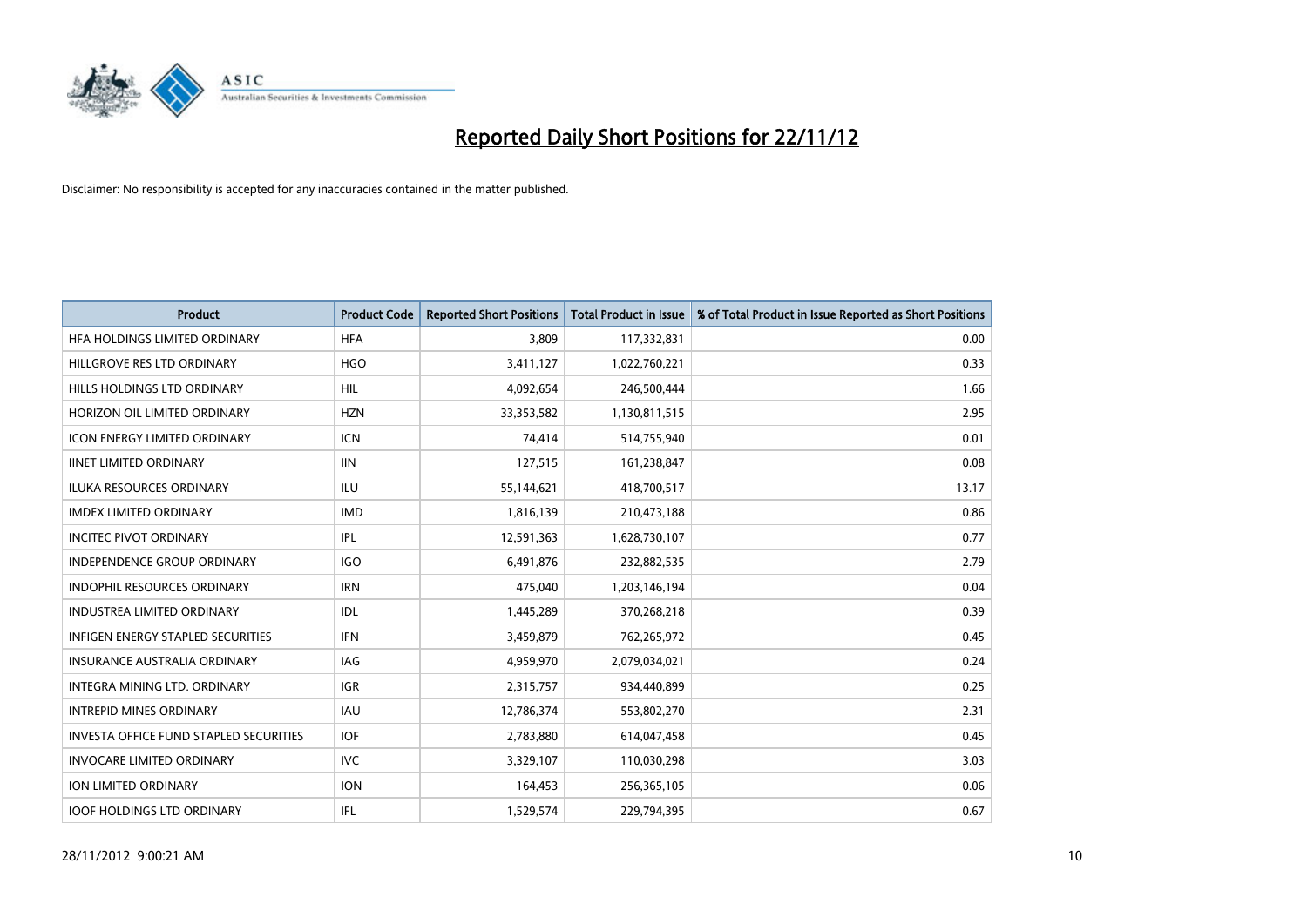# Reported Daily Short Positions for 22/11/12

Disclaimer: No responsibility is accepted for any inaccuracies contained in the matter published.

| Product | Product Code | Reported Short Positions | Total Product in Issue | % of Total Product in Issue Reported as Short Positions |
|---|---|---|---|---|
| HFA HOLDINGS LIMITED ORDINARY | HFA | 3,809 | 117,332,831 | 0.00 |
| HILLGROVE RES LTD ORDINARY | HGO | 3,411,127 | 1,022,760,221 | 0.33 |
| HILLS HOLDINGS LTD ORDINARY | HIL | 4,092,654 | 246,500,444 | 1.66 |
| HORIZON OIL LIMITED ORDINARY | HZN | 33,353,582 | 1,130,811,515 | 2.95 |
| ICON ENERGY LIMITED ORDINARY | ICN | 74,414 | 514,755,940 | 0.01 |
| IINET LIMITED ORDINARY | IIN | 127,515 | 161,238,847 | 0.08 |
| ILUKA RESOURCES ORDINARY | ILU | 55,144,621 | 418,700,517 | 13.17 |
| IMDEX LIMITED ORDINARY | IMD | 1,816,139 | 210,473,188 | 0.86 |
| INCITEC PIVOT ORDINARY | IPL | 12,591,363 | 1,628,730,107 | 0.77 |
| INDEPENDENCE GROUP ORDINARY | IGO | 6,491,876 | 232,882,535 | 2.79 |
| INDOPHIL RESOURCES ORDINARY | IRN | 475,040 | 1,203,146,194 | 0.04 |
| INDUSTREA LIMITED ORDINARY | IDL | 1,445,289 | 370,268,218 | 0.39 |
| INFIGEN ENERGY STAPLED SECURITIES | IFN | 3,459,879 | 762,265,972 | 0.45 |
| INSURANCE AUSTRALIA ORDINARY | IAG | 4,959,970 | 2,079,034,021 | 0.24 |
| INTEGRA MINING LTD. ORDINARY | IGR | 2,315,757 | 934,440,899 | 0.25 |
| INTREPID MINES ORDINARY | IAU | 12,786,374 | 553,802,270 | 2.31 |
| INVESTA OFFICE FUND STAPLED SECURITIES | IOF | 2,783,880 | 614,047,458 | 0.45 |
| INVOCARE LIMITED ORDINARY | IVC | 3,329,107 | 110,030,298 | 3.03 |
| ION LIMITED ORDINARY | ION | 164,453 | 256,365,105 | 0.06 |
| IOOF HOLDINGS LTD ORDINARY | IFL | 1,529,574 | 229,794,395 | 0.67 |

28/11/2012 9:00:21 AM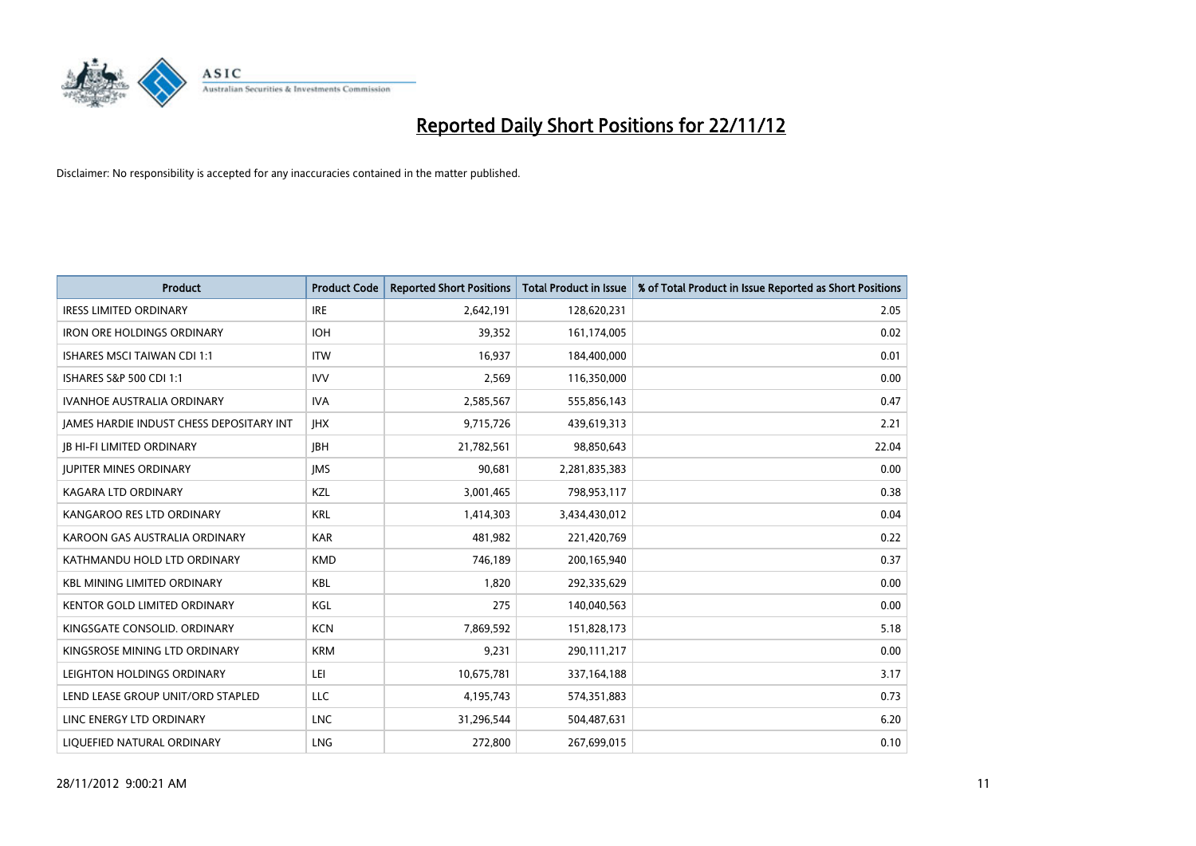# Reported Daily Short Positions for 22/11/12

Disclaimer: No responsibility is accepted for any inaccuracies contained in the matter published.

| Product | Product Code | Reported Short Positions | Total Product in Issue | % of Total Product in Issue Reported as Short Positions |
|---|---|---|---|---|
| IRESS LIMITED ORDINARY | IRE | 2,642,191 | 128,620,231 | 2.05 |
| IRON ORE HOLDINGS ORDINARY | IOH | 39,352 | 161,174,005 | 0.02 |
| ISHARES MSCI TAIWAN CDI 1:1 | ITW | 16,937 | 184,400,000 | 0.01 |
| ISHARES S&P 500 CDI 1:1 | IVV | 2,569 | 116,350,000 | 0.00 |
| IVANHOE AUSTRALIA ORDINARY | IVA | 2,585,567 | 555,856,143 | 0.47 |
| JAMES HARDIE INDUST CHESS DEPOSITARY INT | JHX | 9,715,726 | 439,619,313 | 2.21 |
| JB HI-FI LIMITED ORDINARY | JBH | 21,782,561 | 98,850,643 | 22.04 |
| JUPITER MINES ORDINARY | JMS | 90,681 | 2,281,835,383 | 0.00 |
| KAGARA LTD ORDINARY | KZL | 3,001,465 | 798,953,117 | 0.38 |
| KANGAROO RES LTD ORDINARY | KRL | 1,414,303 | 3,434,430,012 | 0.04 |
| KAROON GAS AUSTRALIA ORDINARY | KAR | 481,982 | 221,420,769 | 0.22 |
| KATHMANDU HOLD LTD ORDINARY | KMD | 746,189 | 200,165,940 | 0.37 |
| KBL MINING LIMITED ORDINARY | KBL | 1,820 | 292,335,629 | 0.00 |
| KENTOR GOLD LIMITED ORDINARY | KGL | 275 | 140,040,563 | 0.00 |
| KINGSGATE CONSOLID. ORDINARY | KCN | 7,869,592 | 151,828,173 | 5.18 |
| KINGSROSE MINING LTD ORDINARY | KRM | 9,231 | 290,111,217 | 0.00 |
| LEIGHTON HOLDINGS ORDINARY | LEI | 10,675,781 | 337,164,188 | 3.17 |
| LEND LEASE GROUP UNIT/ORD STAPLED | LLC | 4,195,743 | 574,351,883 | 0.73 |
| LINC ENERGY LTD ORDINARY | LNC | 31,296,544 | 504,487,631 | 6.20 |
| LIQUEFIED NATURAL ORDINARY | LNG | 272,800 | 267,699,015 | 0.10 |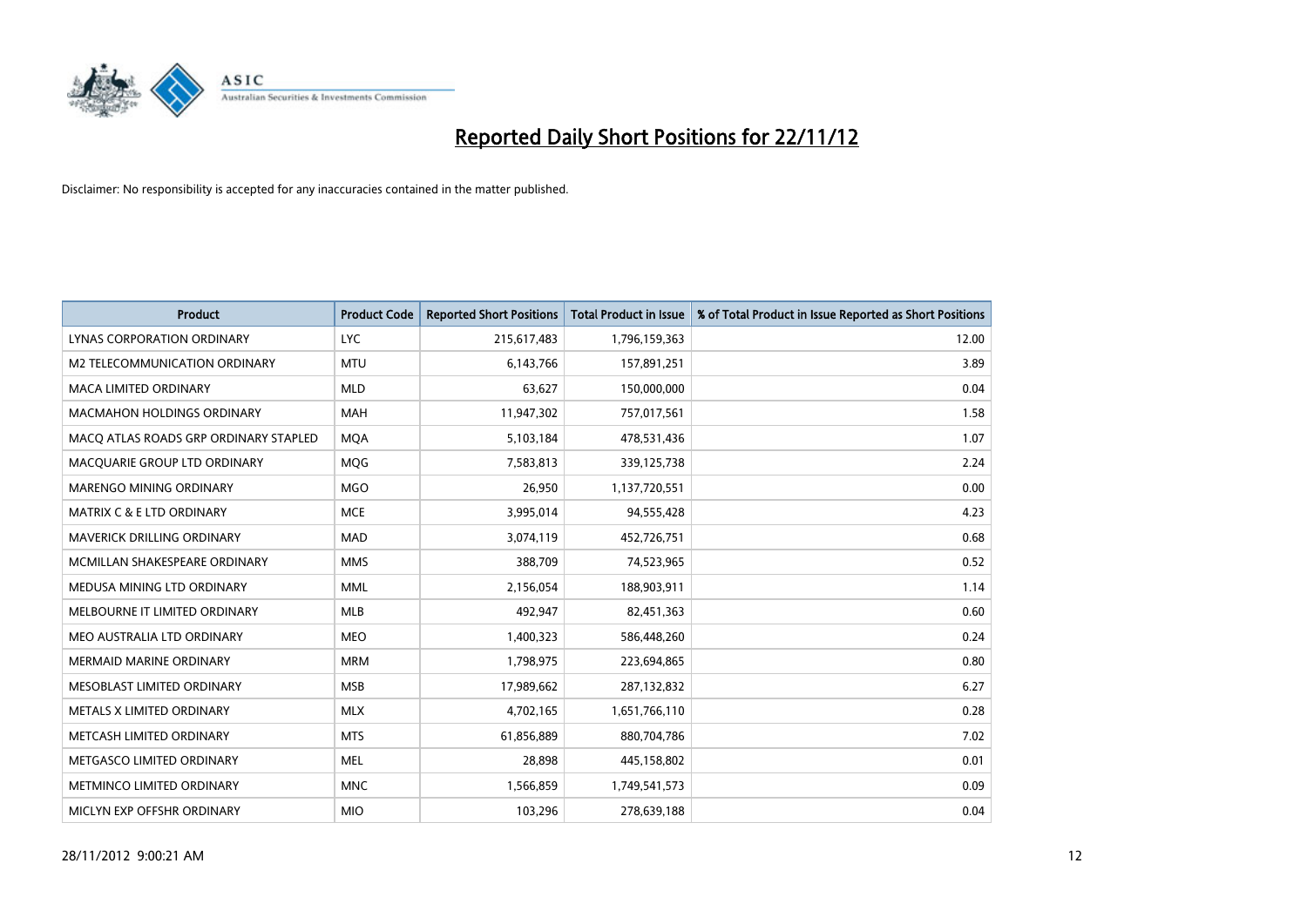# Reported Daily Short Positions for 22/11/12

Disclaimer: No responsibility is accepted for any inaccuracies contained in the matter published.

| Product | Product Code | Reported Short Positions | Total Product in Issue | % of Total Product in Issue Reported as Short Positions |
|---|---|---|---|---|
| LYNAS CORPORATION ORDINARY | LYC | 215,617,483 | 1,796,159,363 | 12.00 |
| M2 TELECOMMUNICATION ORDINARY | MTU | 6,143,766 | 157,891,251 | 3.89 |
| MACA LIMITED ORDINARY | MLD | 63,627 | 150,000,000 | 0.04 |
| MACMAHON HOLDINGS ORDINARY | MAH | 11,947,302 | 757,017,561 | 1.58 |
| MACQ ATLAS ROADS GRP ORDINARY STAPLED | MQA | 5,103,184 | 478,531,436 | 1.07 |
| MACQUARIE GROUP LTD ORDINARY | MQG | 7,583,813 | 339,125,738 | 2.24 |
| MARENGO MINING ORDINARY | MGO | 26,950 | 1,137,720,551 | 0.00 |
| MATRIX C & E LTD ORDINARY | MCE | 3,995,014 | 94,555,428 | 4.23 |
| MAVERICK DRILLING ORDINARY | MAD | 3,074,119 | 452,726,751 | 0.68 |
| MCMILLAN SHAKESPEARE ORDINARY | MMS | 388,709 | 74,523,965 | 0.52 |
| MEDUSA MINING LTD ORDINARY | MML | 2,156,054 | 188,903,911 | 1.14 |
| MELBOURNE IT LIMITED ORDINARY | MLB | 492,947 | 82,451,363 | 0.60 |
| MEO AUSTRALIA LTD ORDINARY | MEO | 1,400,323 | 586,448,260 | 0.24 |
| MERMAID MARINE ORDINARY | MRM | 1,798,975 | 223,694,865 | 0.80 |
| MESOBLAST LIMITED ORDINARY | MSB | 17,989,662 | 287,132,832 | 6.27 |
| METALS X LIMITED ORDINARY | MLX | 4,702,165 | 1,651,766,110 | 0.28 |
| METCASH LIMITED ORDINARY | MTS | 61,856,889 | 880,704,786 | 7.02 |
| METGASCO LIMITED ORDINARY | MEL | 28,898 | 445,158,802 | 0.01 |
| METMINCO LIMITED ORDINARY | MNC | 1,566,859 | 1,749,541,573 | 0.09 |
| MICLYN EXP OFFSHR ORDINARY | MIO | 103,296 | 278,639,188 | 0.04 |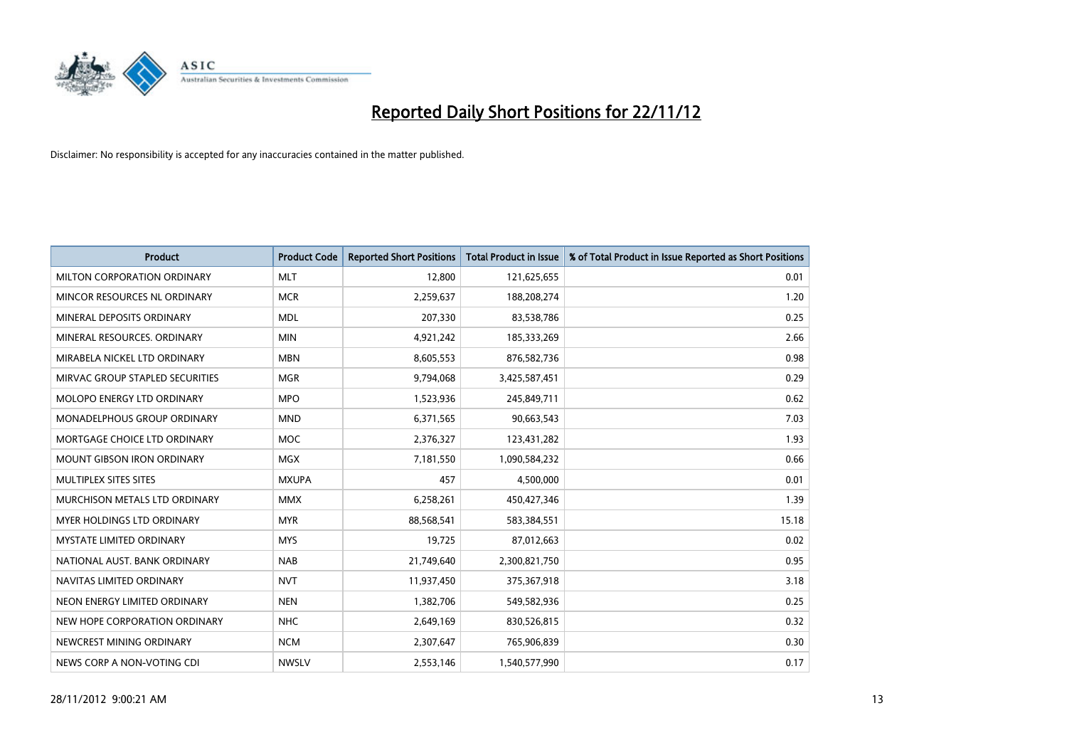# Reported Daily Short Positions for 22/11/12

Disclaimer: No responsibility is accepted for any inaccuracies contained in the matter published.

| Product | Product Code | Reported Short Positions | Total Product in Issue | % of Total Product in Issue Reported as Short Positions |
|---|---|---|---|---|
| MILTON CORPORATION ORDINARY | MLT | 12,800 | 121,625,655 | 0.01 |
| MINCOR RESOURCES NL ORDINARY | MCR | 2,259,637 | 188,208,274 | 1.20 |
| MINERAL DEPOSITS ORDINARY | MDL | 207,330 | 83,538,786 | 0.25 |
| MINERAL RESOURCES. ORDINARY | MIN | 4,921,242 | 185,333,269 | 2.66 |
| MIRABELA NICKEL LTD ORDINARY | MBN | 8,605,553 | 876,582,736 | 0.98 |
| MIRVAC GROUP STAPLED SECURITIES | MGR | 9,794,068 | 3,425,587,451 | 0.29 |
| MOLOPO ENERGY LTD ORDINARY | MPO | 1,523,936 | 245,849,711 | 0.62 |
| MONADELPHOUS GROUP ORDINARY | MND | 6,371,565 | 90,663,543 | 7.03 |
| MORTGAGE CHOICE LTD ORDINARY | MOC | 2,376,327 | 123,431,282 | 1.93 |
| MOUNT GIBSON IRON ORDINARY | MGX | 7,181,550 | 1,090,584,232 | 0.66 |
| MULTIPLEX SITES SITES | MXUPA | 457 | 4,500,000 | 0.01 |
| MURCHISON METALS LTD ORDINARY | MMX | 6,258,261 | 450,427,346 | 1.39 |
| MYER HOLDINGS LTD ORDINARY | MYR | 88,568,541 | 583,384,551 | 15.18 |
| MYSTATE LIMITED ORDINARY | MYS | 19,725 | 87,012,663 | 0.02 |
| NATIONAL AUST. BANK ORDINARY | NAB | 21,749,640 | 2,300,821,750 | 0.95 |
| NAVITAS LIMITED ORDINARY | NVT | 11,937,450 | 375,367,918 | 3.18 |
| NEON ENERGY LIMITED ORDINARY | NEN | 1,382,706 | 549,582,936 | 0.25 |
| NEW HOPE CORPORATION ORDINARY | NHC | 2,649,169 | 830,526,815 | 0.32 |
| NEWCREST MINING ORDINARY | NCM | 2,307,647 | 765,906,839 | 0.30 |
| NEWS CORP A NON-VOTING CDI | NWSLV | 2,553,146 | 1,540,577,990 | 0.17 |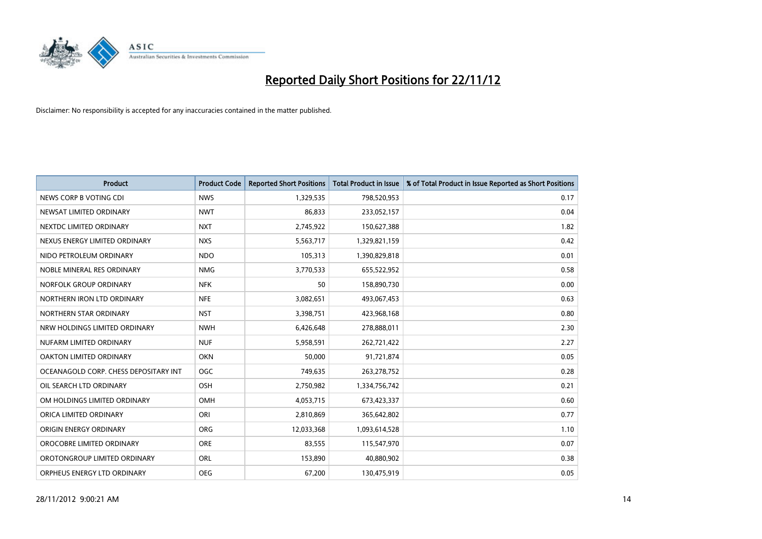# Reported Daily Short Positions for 22/11/12

Disclaimer: No responsibility is accepted for any inaccuracies contained in the matter published.

| Product | Product Code | Reported Short Positions | Total Product in Issue | % of Total Product in Issue Reported as Short Positions |
|---|---|---|---|---|
| NEWS CORP B VOTING CDI | NWS | 1,329,535 | 798,520,953 | 0.17 |
| NEWSAT LIMITED ORDINARY | NWT | 86,833 | 233,052,157 | 0.04 |
| NEXTDC LIMITED ORDINARY | NXT | 2,745,922 | 150,627,388 | 1.82 |
| NEXUS ENERGY LIMITED ORDINARY | NXS | 5,563,717 | 1,329,821,159 | 0.42 |
| NIDO PETROLEUM ORDINARY | NDO | 105,313 | 1,390,829,818 | 0.01 |
| NOBLE MINERAL RES ORDINARY | NMG | 3,770,533 | 655,522,952 | 0.58 |
| NORFOLK GROUP ORDINARY | NFK | 50 | 158,890,730 | 0.00 |
| NORTHERN IRON LTD ORDINARY | NFE | 3,082,651 | 493,067,453 | 0.63 |
| NORTHERN STAR ORDINARY | NST | 3,398,751 | 423,968,168 | 0.80 |
| NRW HOLDINGS LIMITED ORDINARY | NWH | 6,426,648 | 278,888,011 | 2.30 |
| NUFARM LIMITED ORDINARY | NUF | 5,958,591 | 262,721,422 | 2.27 |
| OAKTON LIMITED ORDINARY | OKN | 50,000 | 91,721,874 | 0.05 |
| OCEANAGOLD CORP. CHESS DEPOSITARY INT | OGC | 749,635 | 263,278,752 | 0.28 |
| OIL SEARCH LTD ORDINARY | OSH | 2,750,982 | 1,334,756,742 | 0.21 |
| OM HOLDINGS LIMITED ORDINARY | OMH | 4,053,715 | 673,423,337 | 0.60 |
| ORICA LIMITED ORDINARY | ORI | 2,810,869 | 365,642,802 | 0.77 |
| ORIGIN ENERGY ORDINARY | ORG | 12,033,368 | 1,093,614,528 | 1.10 |
| OROCOBRE LIMITED ORDINARY | ORE | 83,555 | 115,547,970 | 0.07 |
| OROTONGROUP LIMITED ORDINARY | ORL | 153,890 | 40,880,902 | 0.38 |
| ORPHEUS ENERGY LTD ORDINARY | OEG | 67,200 | 130,475,919 | 0.05 |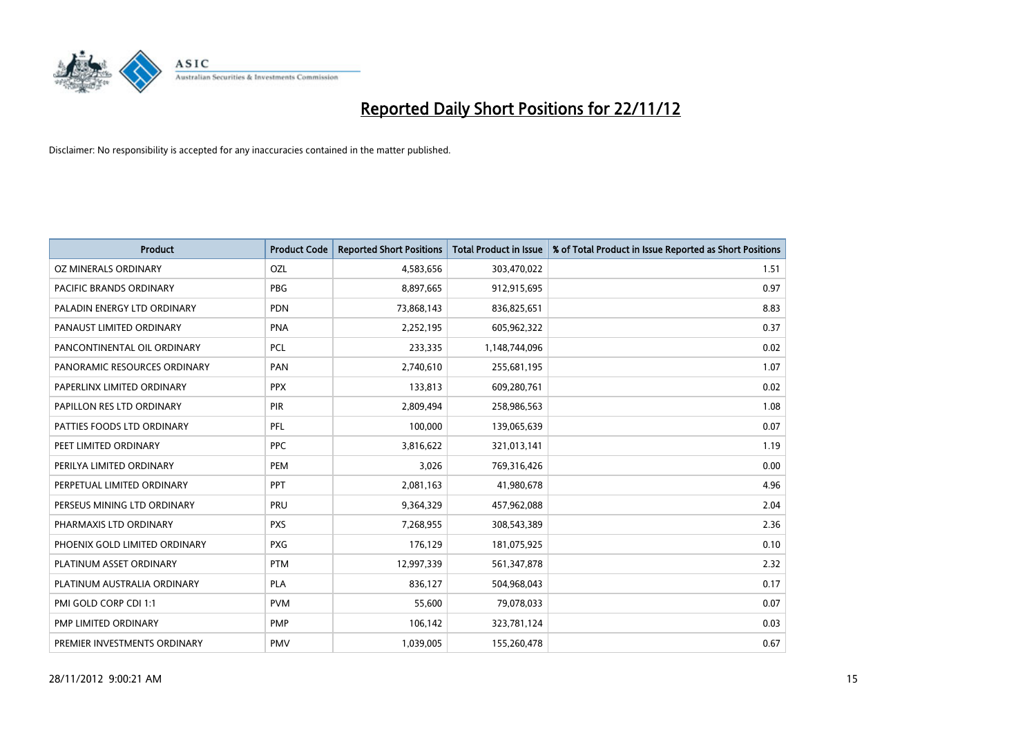# Reported Daily Short Positions for 22/11/12

Disclaimer: No responsibility is accepted for any inaccuracies contained in the matter published.

| Product | Product Code | Reported Short Positions | Total Product in Issue | % of Total Product in Issue Reported as Short Positions |
|---|---|---|---|---|
| OZ MINERALS ORDINARY | OZL | 4,583,656 | 303,470,022 | 1.51 |
| PACIFIC BRANDS ORDINARY | PBG | 8,897,665 | 912,915,695 | 0.97 |
| PALADIN ENERGY LTD ORDINARY | PDN | 73,868,143 | 836,825,651 | 8.83 |
| PANAUST LIMITED ORDINARY | PNA | 2,252,195 | 605,962,322 | 0.37 |
| PANCONTINENTAL OIL ORDINARY | PCL | 233,335 | 1,148,744,096 | 0.02 |
| PANORAMIC RESOURCES ORDINARY | PAN | 2,740,610 | 255,681,195 | 1.07 |
| PAPERLINX LIMITED ORDINARY | PPX | 133,813 | 609,280,761 | 0.02 |
| PAPILLON RES LTD ORDINARY | PIR | 2,809,494 | 258,986,563 | 1.08 |
| PATTIES FOODS LTD ORDINARY | PFL | 100,000 | 139,065,639 | 0.07 |
| PEET LIMITED ORDINARY | PPC | 3,816,622 | 321,013,141 | 1.19 |
| PERILYA LIMITED ORDINARY | PEM | 3,026 | 769,316,426 | 0.00 |
| PERPETUAL LIMITED ORDINARY | PPT | 2,081,163 | 41,980,678 | 4.96 |
| PERSEUS MINING LTD ORDINARY | PRU | 9,364,329 | 457,962,088 | 2.04 |
| PHARMAXIS LTD ORDINARY | PXS | 7,268,955 | 308,543,389 | 2.36 |
| PHOENIX GOLD LIMITED ORDINARY | PXG | 176,129 | 181,075,925 | 0.10 |
| PLATINUM ASSET ORDINARY | PTM | 12,997,339 | 561,347,878 | 2.32 |
| PLATINUM AUSTRALIA ORDINARY | PLA | 836,127 | 504,968,043 | 0.17 |
| PMI GOLD CORP CDI 1:1 | PVM | 55,600 | 79,078,033 | 0.07 |
| PMP LIMITED ORDINARY | PMP | 106,142 | 323,781,124 | 0.03 |
| PREMIER INVESTMENTS ORDINARY | PMV | 1,039,005 | 155,260,478 | 0.67 |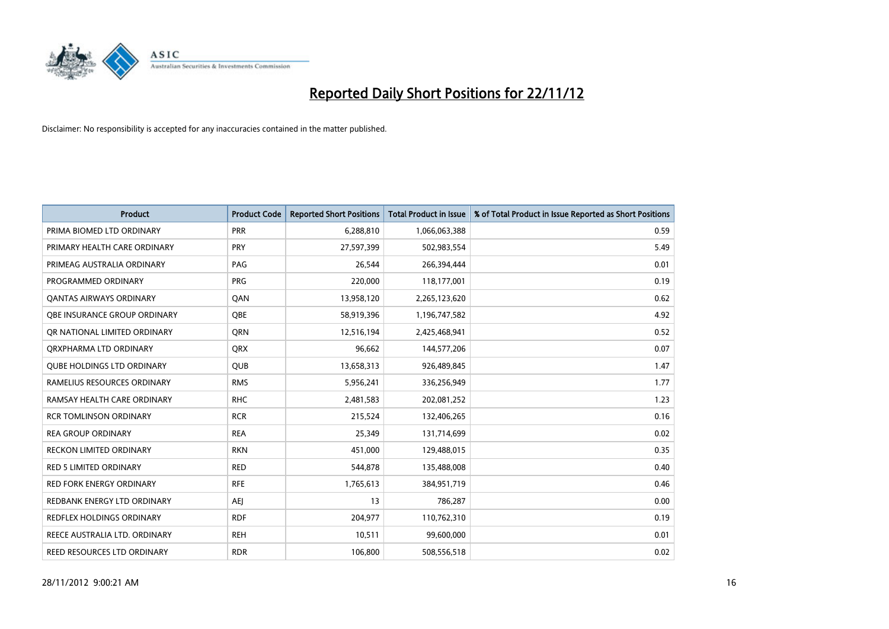# Reported Daily Short Positions for 22/11/12

Disclaimer: No responsibility is accepted for any inaccuracies contained in the matter published.

| Product | Product Code | Reported Short Positions | Total Product in Issue | % of Total Product in Issue Reported as Short Positions |
|---|---|---|---|---|
| PRIMA BIOMED LTD ORDINARY | PRR | 6,288,810 | 1,066,063,388 | 0.59 |
| PRIMARY HEALTH CARE ORDINARY | PRY | 27,597,399 | 502,983,554 | 5.49 |
| PRIMEAG AUSTRALIA ORDINARY | PAG | 26,544 | 266,394,444 | 0.01 |
| PROGRAMMED ORDINARY | PRG | 220,000 | 118,177,001 | 0.19 |
| QANTAS AIRWAYS ORDINARY | QAN | 13,958,120 | 2,265,123,620 | 0.62 |
| QBE INSURANCE GROUP ORDINARY | QBE | 58,919,396 | 1,196,747,582 | 4.92 |
| QR NATIONAL LIMITED ORDINARY | QRN | 12,516,194 | 2,425,468,941 | 0.52 |
| QRXPHARMA LTD ORDINARY | QRX | 96,662 | 144,577,206 | 0.07 |
| QUBE HOLDINGS LTD ORDINARY | QUB | 13,658,313 | 926,489,845 | 1.47 |
| RAMELIUS RESOURCES ORDINARY | RMS | 5,956,241 | 336,256,949 | 1.77 |
| RAMSAY HEALTH CARE ORDINARY | RHC | 2,481,583 | 202,081,252 | 1.23 |
| RCR TOMLINSON ORDINARY | RCR | 215,524 | 132,406,265 | 0.16 |
| REA GROUP ORDINARY | REA | 25,349 | 131,714,699 | 0.02 |
| RECKON LIMITED ORDINARY | RKN | 451,000 | 129,488,015 | 0.35 |
| RED 5 LIMITED ORDINARY | RED | 544,878 | 135,488,008 | 0.40 |
| RED FORK ENERGY ORDINARY | RFE | 1,765,613 | 384,951,719 | 0.46 |
| REDBANK ENERGY LTD ORDINARY | AEJ | 13 | 786,287 | 0.00 |
| REDFLEX HOLDINGS ORDINARY | RDF | 204,977 | 110,762,310 | 0.19 |
| REECE AUSTRALIA LTD. ORDINARY | REH | 10,511 | 99,600,000 | 0.01 |
| REED RESOURCES LTD ORDINARY | RDR | 106,800 | 508,556,518 | 0.02 |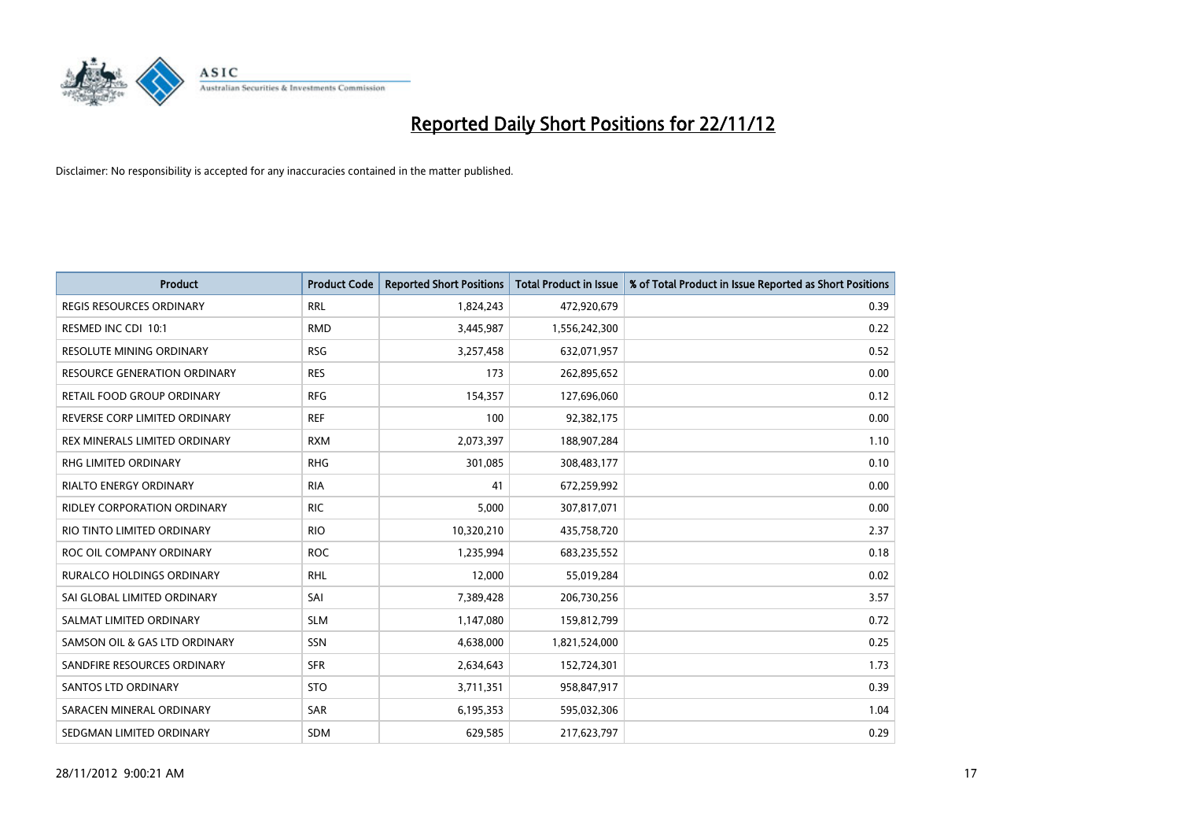# Reported Daily Short Positions for 22/11/12

Disclaimer: No responsibility is accepted for any inaccuracies contained in the matter published.

| Product | Product Code | Reported Short Positions | Total Product in Issue | % of Total Product in Issue Reported as Short Positions |
|---|---|---|---|---|
| REGIS RESOURCES ORDINARY | RRL | 1,824,243 | 472,920,679 | 0.39 |
| RESMED INC CDI 10:1 | RMD | 3,445,987 | 1,556,242,300 | 0.22 |
| RESOLUTE MINING ORDINARY | RSG | 3,257,458 | 632,071,957 | 0.52 |
| RESOURCE GENERATION ORDINARY | RES | 173 | 262,895,652 | 0.00 |
| RETAIL FOOD GROUP ORDINARY | RFG | 154,357 | 127,696,060 | 0.12 |
| REVERSE CORP LIMITED ORDINARY | REF | 100 | 92,382,175 | 0.00 |
| REX MINERALS LIMITED ORDINARY | RXM | 2,073,397 | 188,907,284 | 1.10 |
| RHG LIMITED ORDINARY | RHG | 301,085 | 308,483,177 | 0.10 |
| RIALTO ENERGY ORDINARY | RIA | 41 | 672,259,992 | 0.00 |
| RIDLEY CORPORATION ORDINARY | RIC | 5,000 | 307,817,071 | 0.00 |
| RIO TINTO LIMITED ORDINARY | RIO | 10,320,210 | 435,758,720 | 2.37 |
| ROC OIL COMPANY ORDINARY | ROC | 1,235,994 | 683,235,552 | 0.18 |
| RURALCO HOLDINGS ORDINARY | RHL | 12,000 | 55,019,284 | 0.02 |
| SAI GLOBAL LIMITED ORDINARY | SAI | 7,389,428 | 206,730,256 | 3.57 |
| SALMAT LIMITED ORDINARY | SLM | 1,147,080 | 159,812,799 | 0.72 |
| SAMSON OIL & GAS LTD ORDINARY | SSN | 4,638,000 | 1,821,524,000 | 0.25 |
| SANDFIRE RESOURCES ORDINARY | SFR | 2,634,643 | 152,724,301 | 1.73 |
| SANTOS LTD ORDINARY | STO | 3,711,351 | 958,847,917 | 0.39 |
| SARACEN MINERAL ORDINARY | SAR | 6,195,353 | 595,032,306 | 1.04 |
| SEDGMAN LIMITED ORDINARY | SDM | 629,585 | 217,623,797 | 0.29 |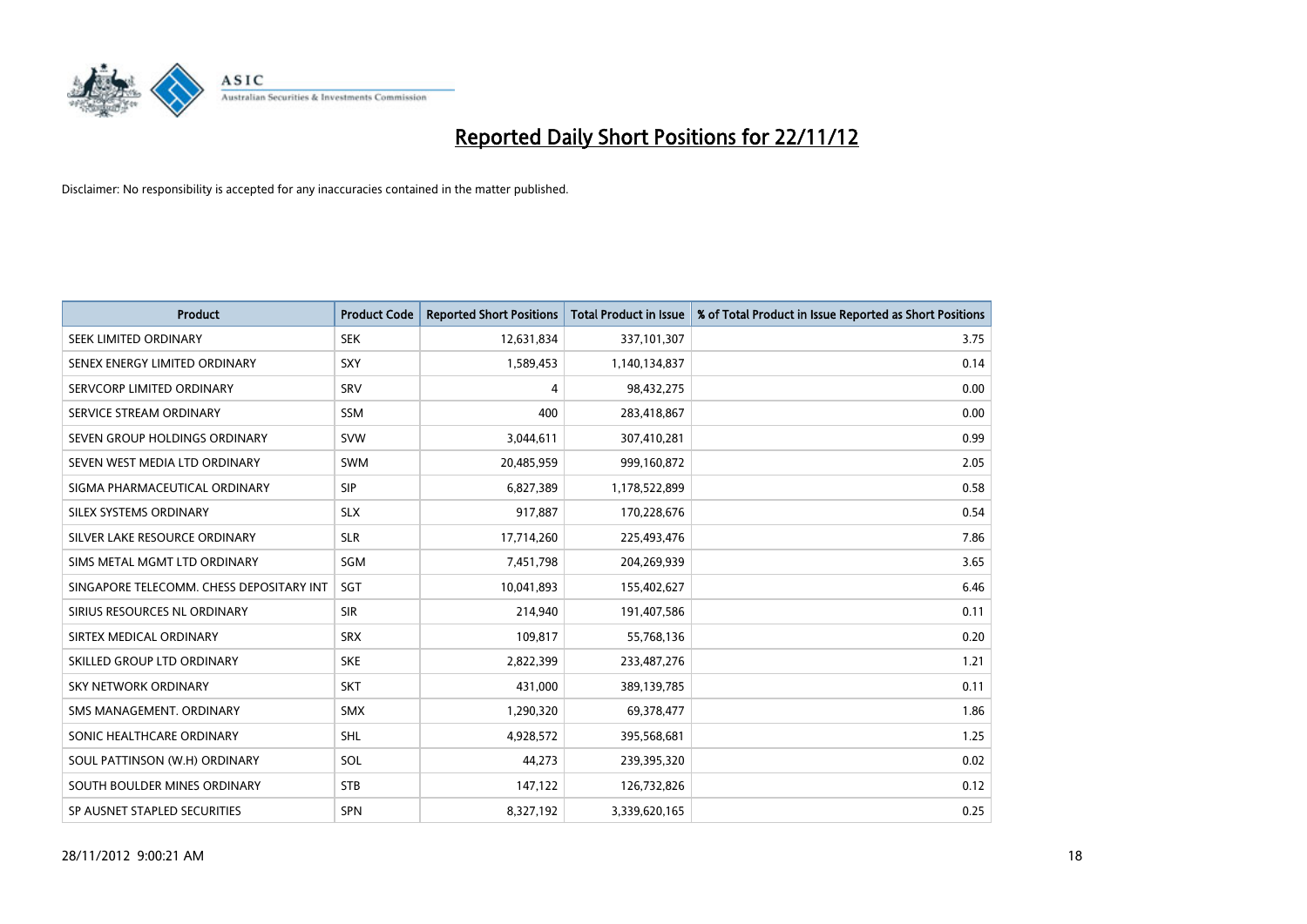# Reported Daily Short Positions for 22/11/12

Disclaimer: No responsibility is accepted for any inaccuracies contained in the matter published.

| Product | Product Code | Reported Short Positions | Total Product in Issue | % of Total Product in Issue Reported as Short Positions |
|---|---|---|---|---|
| SEEK LIMITED ORDINARY | SEK | 12,631,834 | 337,101,307 | 3.75 |
| SENEX ENERGY LIMITED ORDINARY | SXY | 1,589,453 | 1,140,134,837 | 0.14 |
| SERVCORP LIMITED ORDINARY | SRV | 4 | 98,432,275 | 0.00 |
| SERVICE STREAM ORDINARY | SSM | 400 | 283,418,867 | 0.00 |
| SEVEN GROUP HOLDINGS ORDINARY | SVW | 3,044,611 | 307,410,281 | 0.99 |
| SEVEN WEST MEDIA LTD ORDINARY | SWM | 20,485,959 | 999,160,872 | 2.05 |
| SIGMA PHARMACEUTICAL ORDINARY | SIP | 6,827,389 | 1,178,522,899 | 0.58 |
| SILEX SYSTEMS ORDINARY | SLX | 917,887 | 170,228,676 | 0.54 |
| SILVER LAKE RESOURCE ORDINARY | SLR | 17,714,260 | 225,493,476 | 7.86 |
| SIMS METAL MGMT LTD ORDINARY | SGM | 7,451,798 | 204,269,939 | 3.65 |
| SINGAPORE TELECOMM. CHESS DEPOSITARY INT | SGT | 10,041,893 | 155,402,627 | 6.46 |
| SIRIUS RESOURCES NL ORDINARY | SIR | 214,940 | 191,407,586 | 0.11 |
| SIRTEX MEDICAL ORDINARY | SRX | 109,817 | 55,768,136 | 0.20 |
| SKILLED GROUP LTD ORDINARY | SKE | 2,822,399 | 233,487,276 | 1.21 |
| SKY NETWORK ORDINARY | SKT | 431,000 | 389,139,785 | 0.11 |
| SMS MANAGEMENT. ORDINARY | SMX | 1,290,320 | 69,378,477 | 1.86 |
| SONIC HEALTHCARE ORDINARY | SHL | 4,928,572 | 395,568,681 | 1.25 |
| SOUL PATTINSON (W.H) ORDINARY | SOL | 44,273 | 239,395,320 | 0.02 |
| SOUTH BOULDER MINES ORDINARY | STB | 147,122 | 126,732,826 | 0.12 |
| SP AUSNET STAPLED SECURITIES | SPN | 8,327,192 | 3,339,620,165 | 0.25 |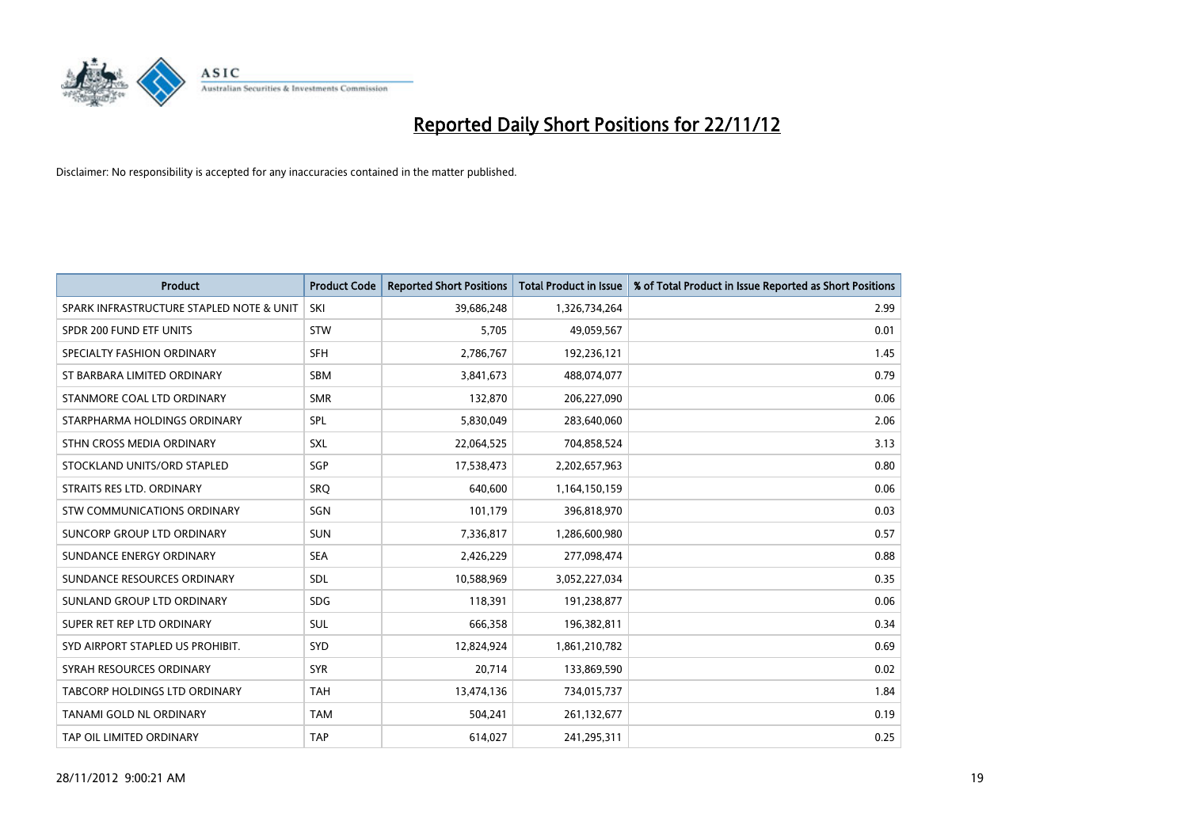# Reported Daily Short Positions for 22/11/12

Disclaimer: No responsibility is accepted for any inaccuracies contained in the matter published.

| Product | Product Code | Reported Short Positions | Total Product in Issue | % of Total Product in Issue Reported as Short Positions |
|---|---|---|---|---|
| SPARK INFRASTRUCTURE STAPLED NOTE & UNIT | SKI | 39,686,248 | 1,326,734,264 | 2.99 |
| SPDR 200 FUND ETF UNITS | STW | 5,705 | 49,059,567 | 0.01 |
| SPECIALTY FASHION ORDINARY | SFH | 2,786,767 | 192,236,121 | 1.45 |
| ST BARBARA LIMITED ORDINARY | SBM | 3,841,673 | 488,074,077 | 0.79 |
| STANMORE COAL LTD ORDINARY | SMR | 132,870 | 206,227,090 | 0.06 |
| STARPHARMA HOLDINGS ORDINARY | SPL | 5,830,049 | 283,640,060 | 2.06 |
| STHN CROSS MEDIA ORDINARY | SXL | 22,064,525 | 704,858,524 | 3.13 |
| STOCKLAND UNITS/ORD STAPLED | SGP | 17,538,473 | 2,202,657,963 | 0.80 |
| STRAITS RES LTD. ORDINARY | SRQ | 640,600 | 1,164,150,159 | 0.06 |
| STW COMMUNICATIONS ORDINARY | SGN | 101,179 | 396,818,970 | 0.03 |
| SUNCORP GROUP LTD ORDINARY | SUN | 7,336,817 | 1,286,600,980 | 0.57 |
| SUNDANCE ENERGY ORDINARY | SEA | 2,426,229 | 277,098,474 | 0.88 |
| SUNDANCE RESOURCES ORDINARY | SDL | 10,588,969 | 3,052,227,034 | 0.35 |
| SUNLAND GROUP LTD ORDINARY | SDG | 118,391 | 191,238,877 | 0.06 |
| SUPER RET REP LTD ORDINARY | SUL | 666,358 | 196,382,811 | 0.34 |
| SYD AIRPORT STAPLED US PROHIBIT. | SYD | 12,824,924 | 1,861,210,782 | 0.69 |
| SYRAH RESOURCES ORDINARY | SYR | 20,714 | 133,869,590 | 0.02 |
| TABCORP HOLDINGS LTD ORDINARY | TAH | 13,474,136 | 734,015,737 | 1.84 |
| TANAMI GOLD NL ORDINARY | TAM | 504,241 | 261,132,677 | 0.19 |
| TAP OIL LIMITED ORDINARY | TAP | 614,027 | 241,295,311 | 0.25 |

28/11/2012 9:00:21 AM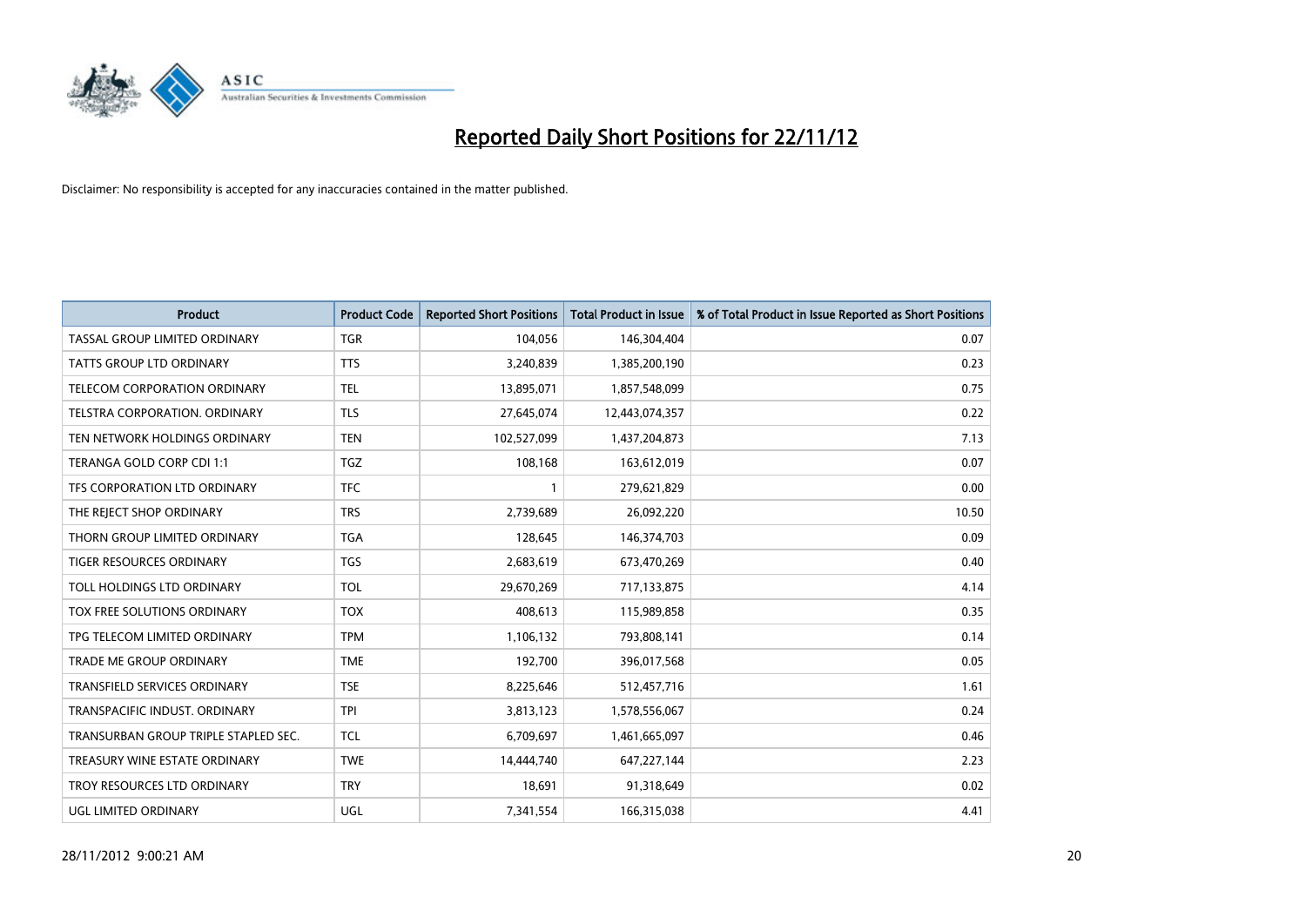# Reported Daily Short Positions for 22/11/12

Disclaimer: No responsibility is accepted for any inaccuracies contained in the matter published.

| Product | Product Code | Reported Short Positions | Total Product in Issue | % of Total Product in Issue Reported as Short Positions |
| --- | --- | --- | --- | --- |
| TASSAL GROUP LIMITED ORDINARY | TGR | 104,056 | 146,304,404 | 0.07 |
| TATTS GROUP LTD ORDINARY | TTS | 3,240,839 | 1,385,200,190 | 0.23 |
| TELECOM CORPORATION ORDINARY | TEL | 13,895,071 | 1,857,548,099 | 0.75 |
| TELSTRA CORPORATION. ORDINARY | TLS | 27,645,074 | 12,443,074,357 | 0.22 |
| TEN NETWORK HOLDINGS ORDINARY | TEN | 102,527,099 | 1,437,204,873 | 7.13 |
| TERANGA GOLD CORP CDI 1:1 | TGZ | 108,168 | 163,612,019 | 0.07 |
| TFS CORPORATION LTD ORDINARY | TFC | 1 | 279,621,829 | 0.00 |
| THE REJECT SHOP ORDINARY | TRS | 2,739,689 | 26,092,220 | 10.50 |
| THORN GROUP LIMITED ORDINARY | TGA | 128,645 | 146,374,703 | 0.09 |
| TIGER RESOURCES ORDINARY | TGS | 2,683,619 | 673,470,269 | 0.40 |
| TOLL HOLDINGS LTD ORDINARY | TOL | 29,670,269 | 717,133,875 | 4.14 |
| TOX FREE SOLUTIONS ORDINARY | TOX | 408,613 | 115,989,858 | 0.35 |
| TPG TELECOM LIMITED ORDINARY | TPM | 1,106,132 | 793,808,141 | 0.14 |
| TRADE ME GROUP ORDINARY | TME | 192,700 | 396,017,568 | 0.05 |
| TRANSFIELD SERVICES ORDINARY | TSE | 8,225,646 | 512,457,716 | 1.61 |
| TRANSPACIFIC INDUST. ORDINARY | TPI | 3,813,123 | 1,578,556,067 | 0.24 |
| TRANSURBAN GROUP TRIPLE STAPLED SEC. | TCL | 6,709,697 | 1,461,665,097 | 0.46 |
| TREASURY WINE ESTATE ORDINARY | TWE | 14,444,740 | 647,227,144 | 2.23 |
| TROY RESOURCES LTD ORDINARY | TRY | 18,691 | 91,318,649 | 0.02 |
| UGL LIMITED ORDINARY | UGL | 7,341,554 | 166,315,038 | 4.41 |

28/11/2012 9:00:21 AM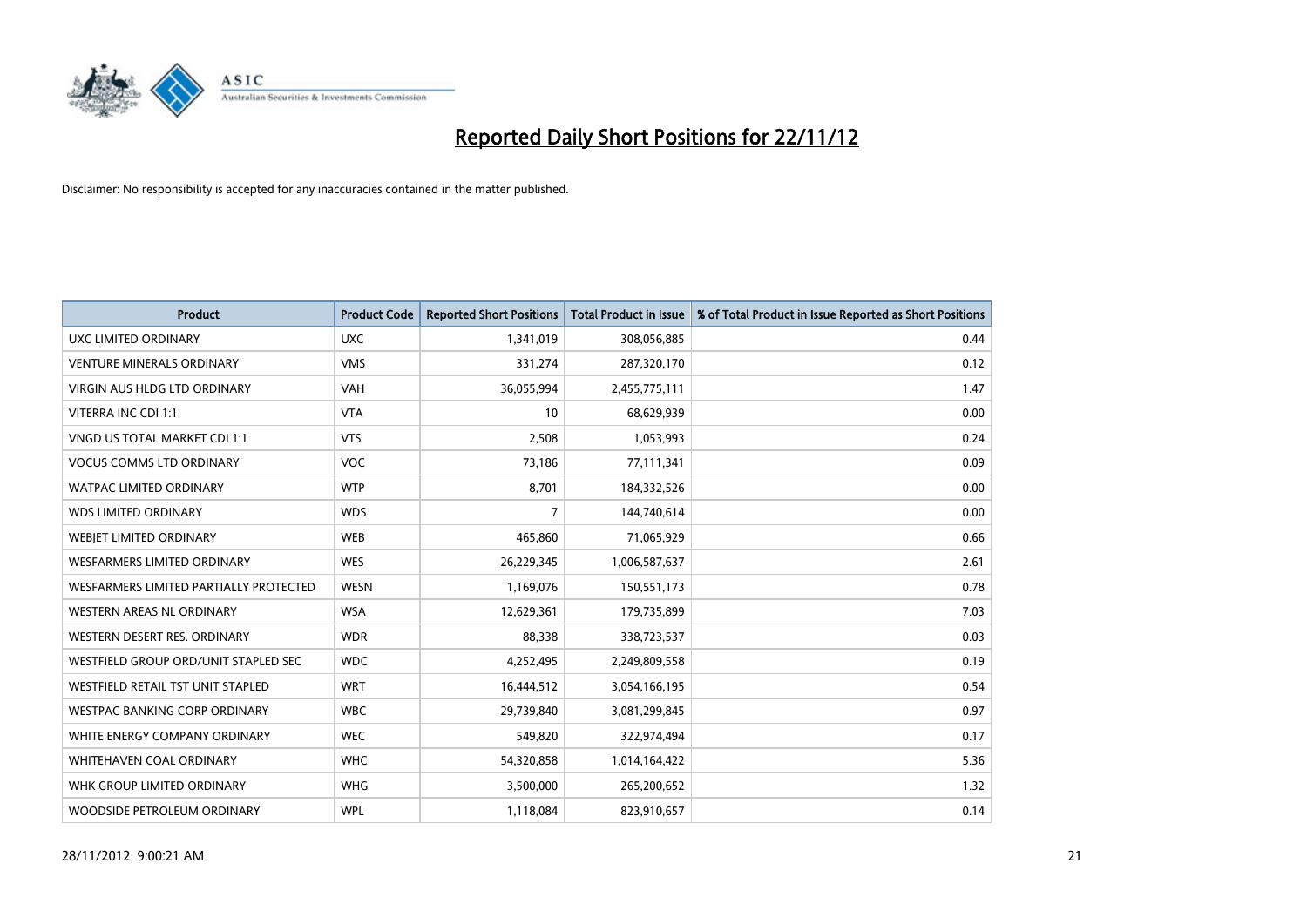# Reported Daily Short Positions for 22/11/12

Disclaimer: No responsibility is accepted for any inaccuracies contained in the matter published.

| Product | Product Code | Reported Short Positions | Total Product in Issue | % of Total Product in Issue Reported as Short Positions |
|---|---|---|---|---|
| UXC LIMITED ORDINARY | UXC | 1,341,019 | 308,056,885 | 0.44 |
| VENTURE MINERALS ORDINARY | VMS | 331,274 | 287,320,170 | 0.12 |
| VIRGIN AUS HLDG LTD ORDINARY | VAH | 36,055,994 | 2,455,775,111 | 1.47 |
| VITERRA INC CDI 1:1 | VTA | 10 | 68,629,939 | 0.00 |
| VNGD US TOTAL MARKET CDI 1:1 | VTS | 2,508 | 1,053,993 | 0.24 |
| VOCUS COMMS LTD ORDINARY | VOC | 73,186 | 77,111,341 | 0.09 |
| WATPAC LIMITED ORDINARY | WTP | 8,701 | 184,332,526 | 0.00 |
| WDS LIMITED ORDINARY | WDS | 7 | 144,740,614 | 0.00 |
| WEBJET LIMITED ORDINARY | WEB | 465,860 | 71,065,929 | 0.66 |
| WESFARMERS LIMITED ORDINARY | WES | 26,229,345 | 1,006,587,637 | 2.61 |
| WESFARMERS LIMITED PARTIALLY PROTECTED | WESN | 1,169,076 | 150,551,173 | 0.78 |
| WESTERN AREAS NL ORDINARY | WSA | 12,629,361 | 179,735,899 | 7.03 |
| WESTERN DESERT RES. ORDINARY | WDR | 88,338 | 338,723,537 | 0.03 |
| WESTFIELD GROUP ORD/UNIT STAPLED SEC | WDC | 4,252,495 | 2,249,809,558 | 0.19 |
| WESTFIELD RETAIL TST UNIT STAPLED | WRT | 16,444,512 | 3,054,166,195 | 0.54 |
| WESTPAC BANKING CORP ORDINARY | WBC | 29,739,840 | 3,081,299,845 | 0.97 |
| WHITE ENERGY COMPANY ORDINARY | WEC | 549,820 | 322,974,494 | 0.17 |
| WHITEHAVEN COAL ORDINARY | WHC | 54,320,858 | 1,014,164,422 | 5.36 |
| WHK GROUP LIMITED ORDINARY | WHG | 3,500,000 | 265,200,652 | 1.32 |
| WOODSIDE PETROLEUM ORDINARY | WPL | 1,118,084 | 823,910,657 | 0.14 |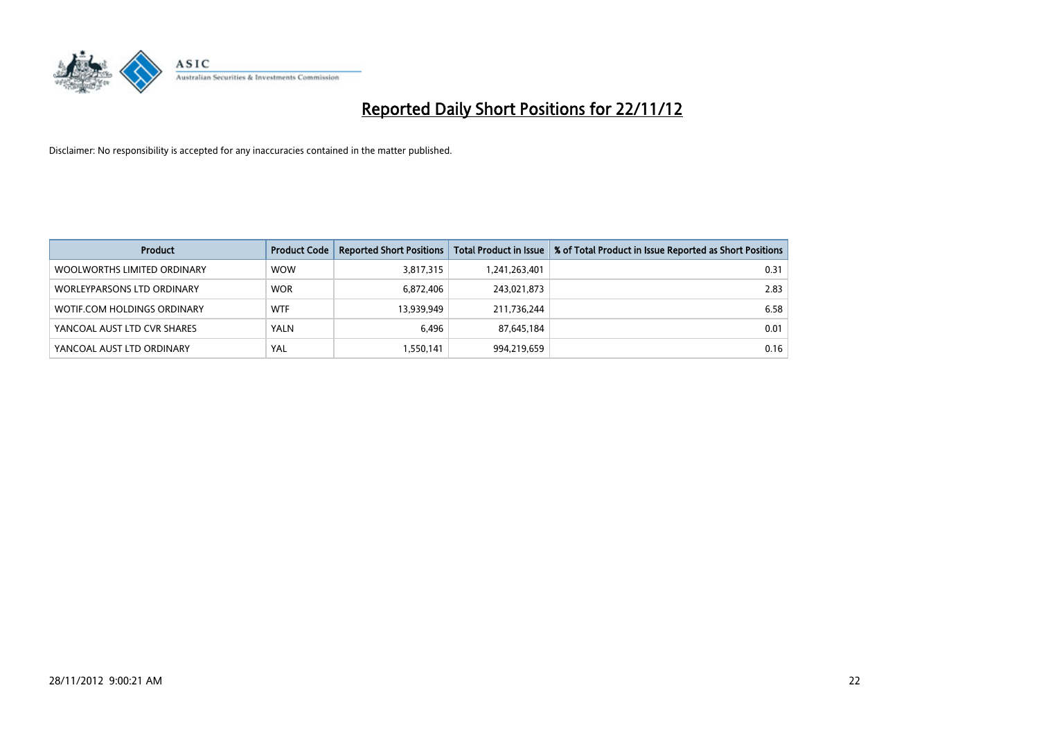# Reported Daily Short Positions for 22/11/12

Disclaimer: No responsibility is accepted for any inaccuracies contained in the matter published.

| Product | Product Code | Reported Short Positions | Total Product in Issue | % of Total Product in Issue Reported as Short Positions |
|---|---|---|---|---|
| WOOLWORTHS LIMITED ORDINARY | WOW | 3,817,315 | 1,241,263,401 | 0.31 |
| WORLEYPARSONS LTD ORDINARY | WOR | 6,872,406 | 243,021,873 | 2.83 |
| WOTIF.COM HOLDINGS ORDINARY | WTF | 13,939,949 | 211,736,244 | 6.58 |
| YANCOAL AUST LTD CVR SHARES | YALN | 6,496 | 87,645,184 | 0.01 |
| YANCOAL AUST LTD ORDINARY | YAL | 1,550,141 | 994,219,659 | 0.16 |

28/11/2012 9:00:21 AM